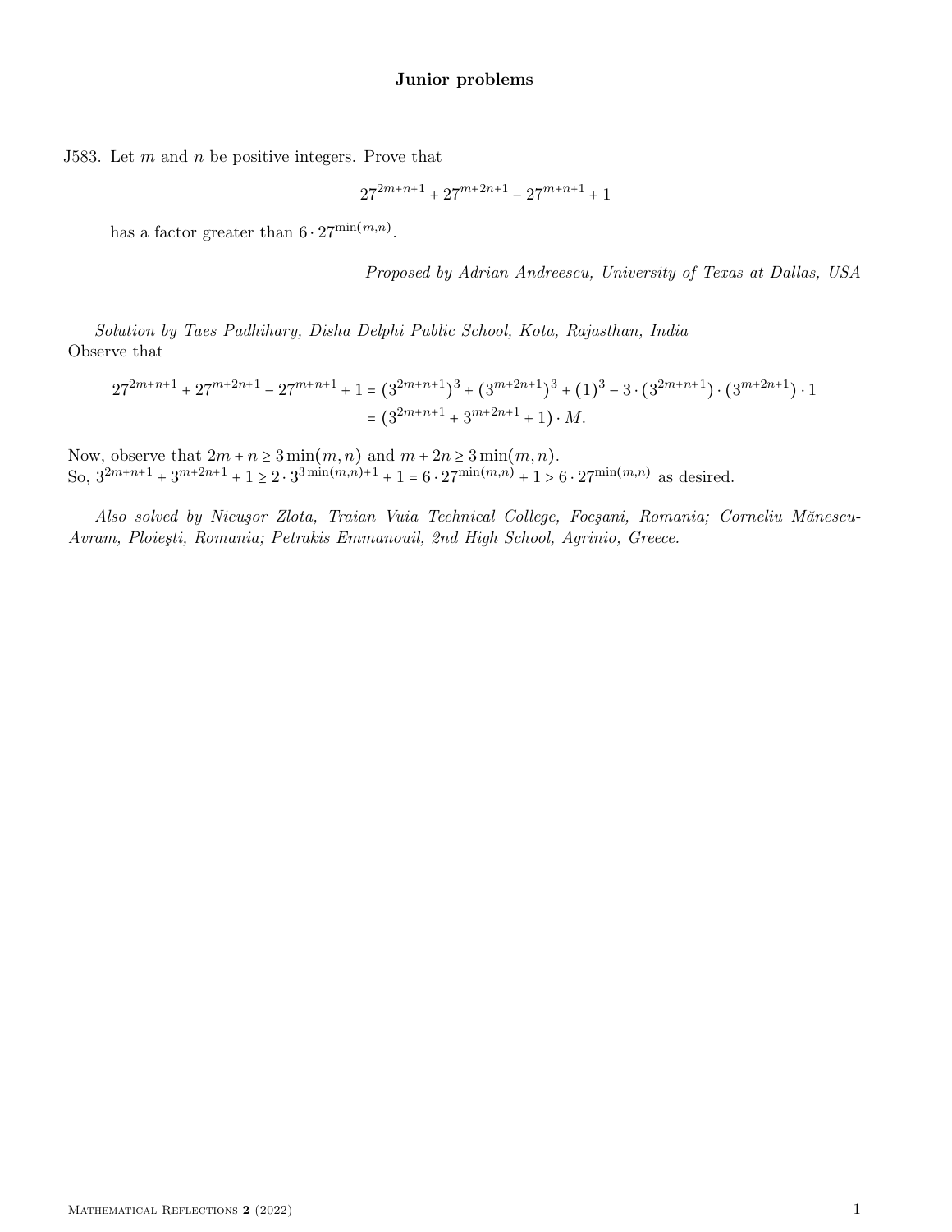# Junior problems

J583. Let $m$ and $n$ be positive integers. Prove that

$$27^{2m+n+1} + 27^{m+2n+1} - 27^{m+n+1} + 1$$

has a factor greater than $6 \cdot 27^{\min(m,n)}$.

*Proposed by Adrian Andreescu, University of Texas at Dallas, USA*

*Solution by Taes Padhihary, Disha Delphi Public School, Kota, Rajasthan, India*

Observe that

$$\begin{aligned} 27^{2m+n+1} + 27^{m+2n+1} - 27^{m+n+1} + 1 &= (3^{2m+n+1})^3 + (3^{m+2n+1})^3 + (1)^3 - 3 \cdot (3^{2m+n+1}) \cdot (3^{m+2n+1}) \cdot 1 \\ &= (3^{2m+n+1} + 3^{m+2n+1} + 1) \cdot M. \end{aligned}$$

Now, observe that $2m + n \geq 3\min(m,n)$ and $m + 2n \geq 3\min(m,n)$.
So, $3^{2m+n+1} + 3^{m+2n+1} + 1 \geq 2 \cdot 3^{3\min(m,n)+1} + 1 = 6 \cdot 27^{\min(m,n)} + 1 > 6 \cdot 27^{\min(m,n)}$ as desired.

*Also solved by Nicuşor Zlota, Traian Vuia Technical College, Focşani, Romania; Corneliu Mănescu-Avram, Ploieşti, Romania; Petrakis Emmanouil, 2nd High School, Agrinio, Greece.*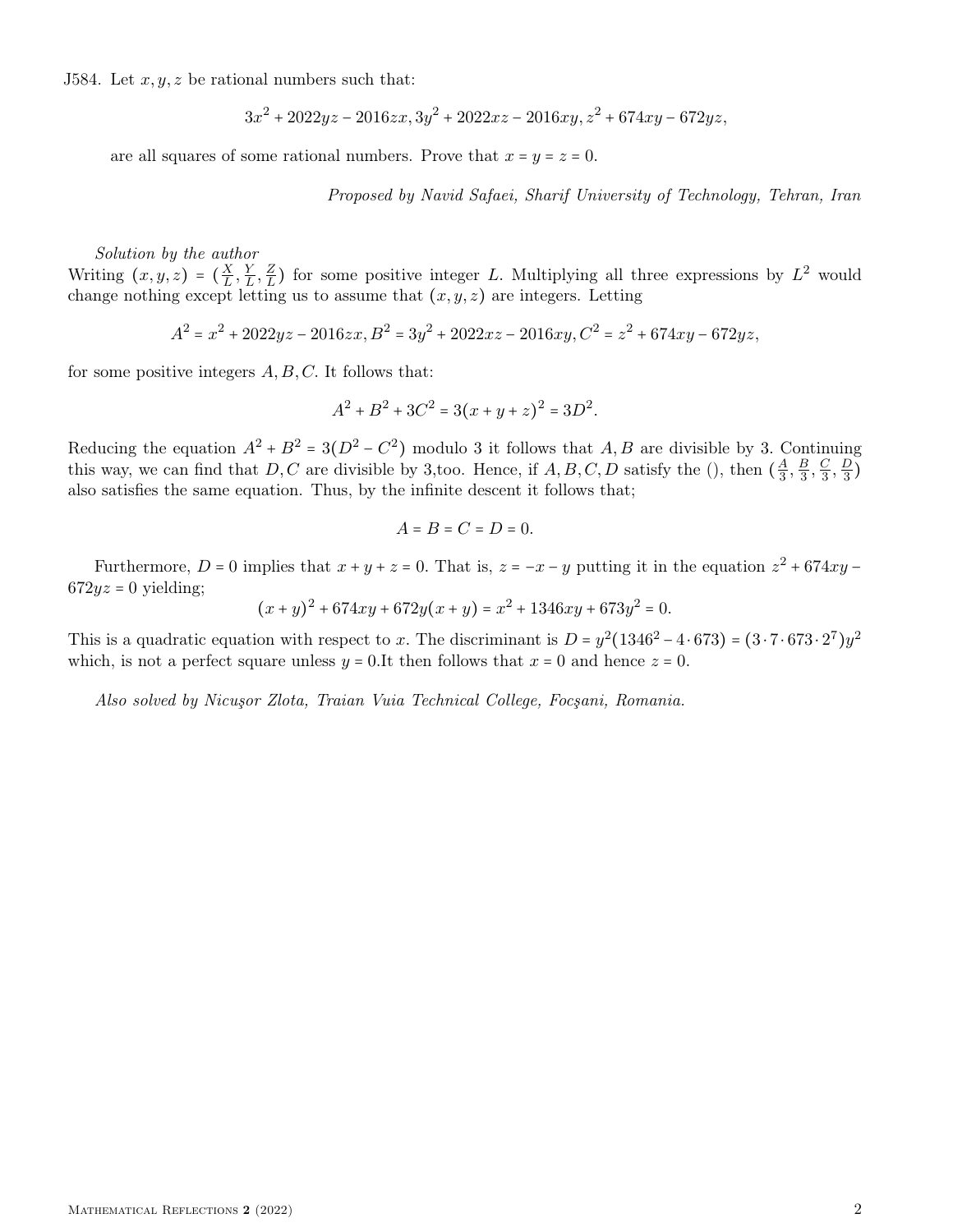J584. Let $x, y, z$ be rational numbers such that:

$$3x^2 + 2022yz - 2016zx, 3y^2 + 2022xz - 2016xy, z^2 + 674xy - 672yz,$$

are all squares of some rational numbers. Prove that $x = y = z = 0$.

*Proposed by Navid Safaei, Sharif University of Technology, Tehran, Iran*

*Solution by the author*

Writing $(x, y, z) = (\frac{X}{L}, \frac{Y}{L}, \frac{Z}{L})$ for some positive integer $L$. Multiplying all three expressions by $L^2$ would change nothing except letting us to assume that $(x, y, z)$ are integers. Letting

$$A^2 = x^2 + 2022yz - 2016zx, B^2 = 3y^2 + 2022xz - 2016xy, C^2 = z^2 + 674xy - 672yz,$$

for some positive integers $A, B, C$. It follows that:

$$A^2 + B^2 + 3C^2 = 3(x + y + z)^2 = 3D^2.$$

Reducing the equation $A^2 + B^2 = 3(D^2 - C^2)$ modulo 3 it follows that $A, B$ are divisible by 3. Continuing this way, we can find that $D, C$ are divisible by 3,too. Hence, if $A, B, C, D$ satisfy the (), then $(\frac{A}{3}, \frac{B}{3}, \frac{C}{3}, \frac{D}{3})$ also satisfies the same equation. Thus, by the infinite descent it follows that;

$$A = B = C = D = 0.$$

Furthermore, $D = 0$ implies that $x + y + z = 0$. That is, $z = -x - y$ putting it in the equation $z^2 + 674xy - 672yz = 0$ yielding;

$$(x + y)^2 + 674xy + 672y(x + y) = x^2 + 1346xy + 673y^2 = 0.$$

This is a quadratic equation with respect to $x$. The discriminant is $D = y^2(1346^2 - 4 \cdot 673) = (3 \cdot 7 \cdot 673 \cdot 2^7)y^2$ which, is not a perfect square unless $y = 0$.It then follows that $x = 0$ and hence $z = 0$.

*Also solved by Nicuşor Zlota, Traian Vuia Technical College, Focşani, Romania.*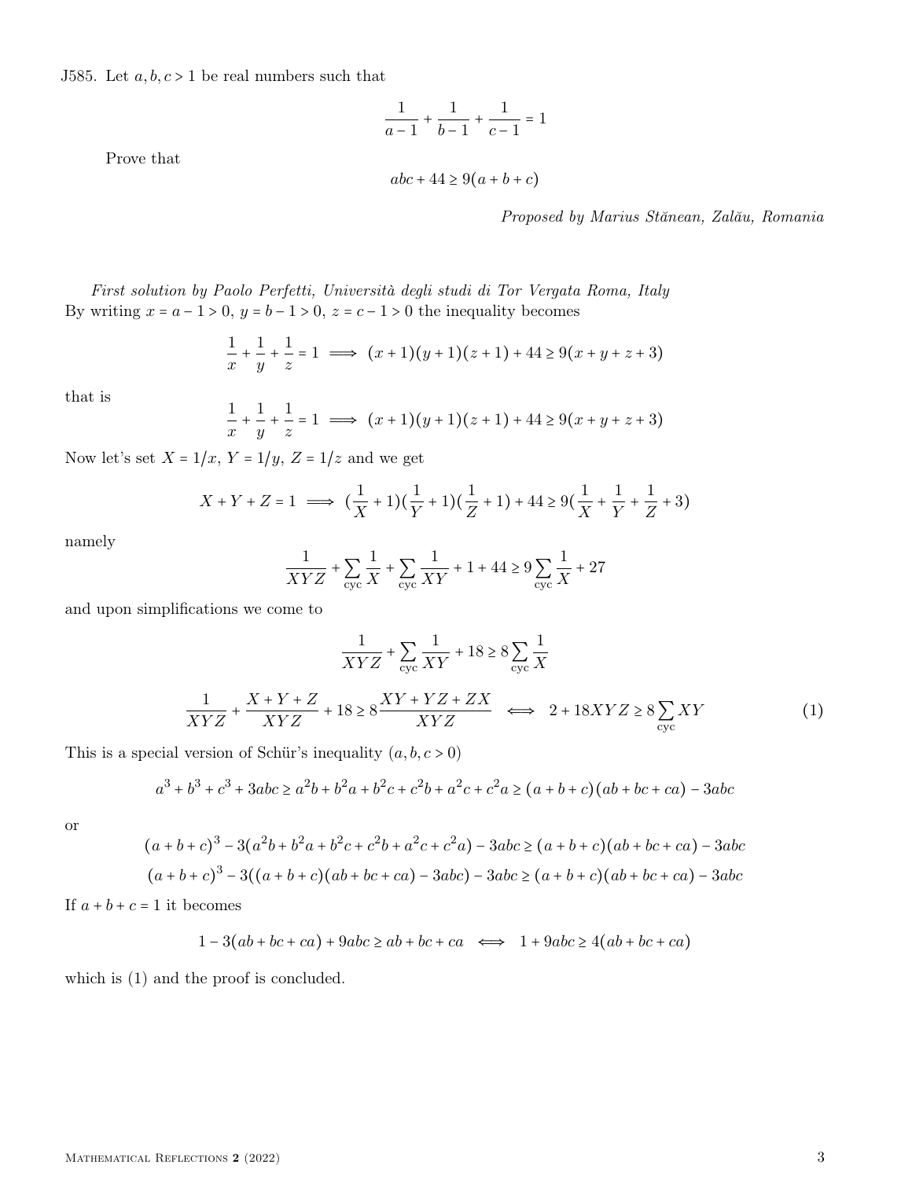J585. Let $a, b, c > 1$ be real numbers such that

$$\frac{1}{a-1} + \frac{1}{b-1} + \frac{1}{c-1} = 1$$

Prove that

$$abc + 44 \geq 9(a+b+c)$$

*Proposed by Marius Stănean, Zalău, Romania*

*First solution by Paolo Perfetti, Università degli studi di Tor Vergata Roma, Italy*

By writing $x = a - 1 > 0$, $y = b - 1 > 0$, $z = c - 1 > 0$ the inequality becomes

$$\frac{1}{x} + \frac{1}{y} + \frac{1}{z} = 1 \implies (x+1)(y+1)(z+1) + 44 \geq 9(x+y+z+3)$$

that is

$$\frac{1}{x} + \frac{1}{y} + \frac{1}{z} = 1 \implies (x+1)(y+1)(z+1) + 44 \geq 9(x+y+z+3)$$

Now let's set $X = 1/x$, $Y = 1/y$, $Z = 1/z$ and we get

$$X + Y + Z = 1 \implies (\frac{1}{X}+1)(\frac{1}{Y}+1)(\frac{1}{Z}+1) + 44 \geq 9(\frac{1}{X} + \frac{1}{Y} + \frac{1}{Z} + 3)$$

namely

$$\frac{1}{XYZ} + \sum_{\text{cyc}} \frac{1}{X} + \sum_{\text{cyc}} \frac{1}{XY} + 1 + 44 \geq 9 \sum_{\text{cyc}} \frac{1}{X} + 27$$

and upon simplifications we come to

$$\frac{1}{XYZ} + \sum_{\text{cyc}} \frac{1}{XY} + 18 \geq 8 \sum_{\text{cyc}} \frac{1}{X}$$

$$\frac{1}{XYZ} + \frac{X+Y+Z}{XYZ} + 18 \geq 8\frac{XY+YZ+ZX}{XYZ} \iff 2 + 18XYZ \geq 8\sum_{\text{cyc}} XY \tag{1}$$

This is a special version of Schür's inequality $(a, b, c > 0)$

$$a^3 + b^3 + c^3 + 3abc \geq a^2b + b^2a + b^2c + c^2b + a^2c + c^2a \geq (a+b+c)(ab+bc+ca) - 3abc$$

or

$$(a+b+c)^3 - 3(a^2b + b^2a + b^2c + c^2b + a^2c + c^2a) - 3abc \geq (a+b+c)(ab+bc+ca) - 3abc$$

$$(a+b+c)^3 - 3((a+b+c)(ab+bc+ca) - 3abc) - 3abc \geq (a+b+c)(ab+bc+ca) - 3abc$$

If $a + b + c = 1$ it becomes

$$1 - 3(ab+bc+ca) + 9abc \geq ab+bc+ca \iff 1 + 9abc \geq 4(ab+bc+ca)$$

which is (1) and the proof is concluded.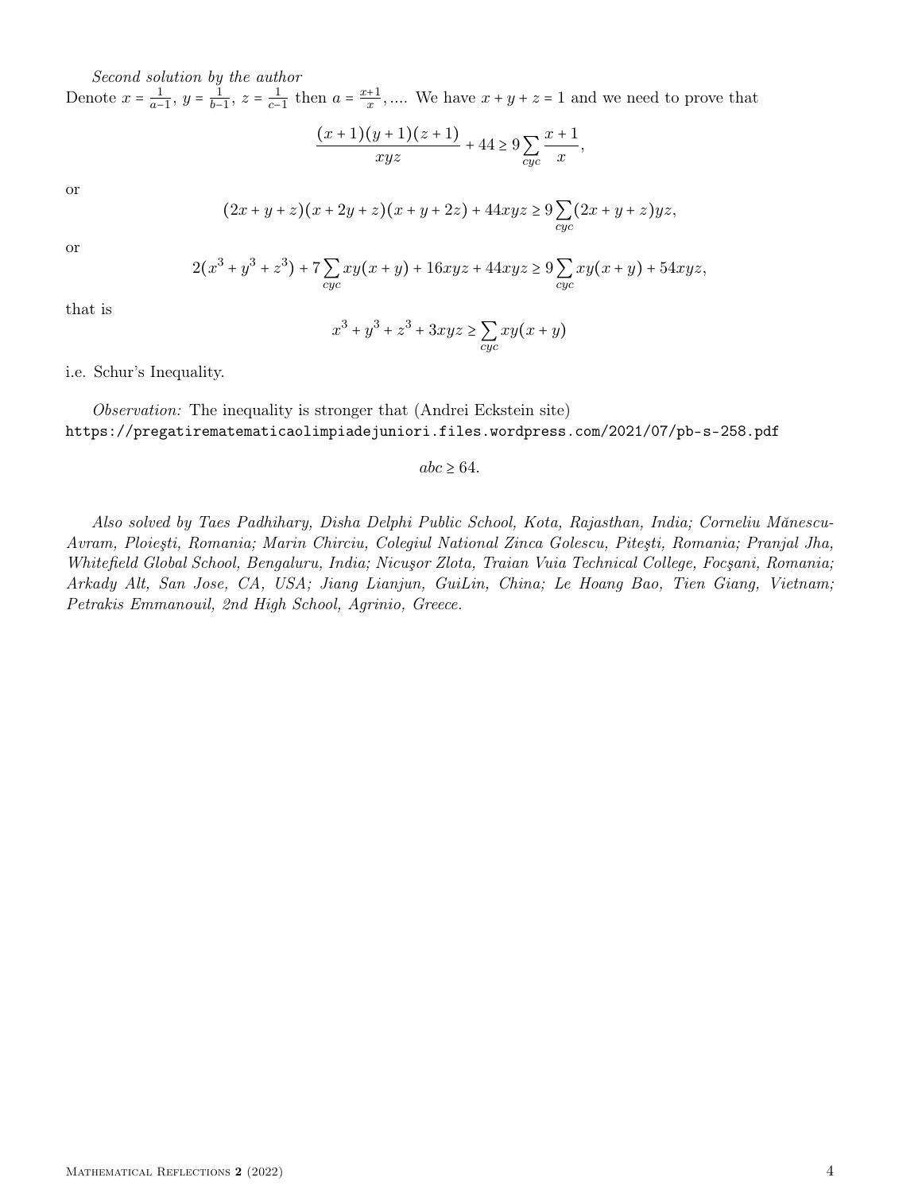*Second solution by the author*

Denote $x = \frac{1}{a-1}$, $y = \frac{1}{b-1}$, $z = \frac{1}{c-1}$ then $a = \frac{x+1}{x}$,.... We have $x + y + z = 1$ and we need to prove that

$$\frac{(x+1)(y+1)(z+1)}{xyz} + 44 \geq 9 \sum_{cyc} \frac{x+1}{x},$$

or

$$(2x + y + z)(x + 2y + z)(x + y + 2z) + 44xyz \geq 9 \sum_{cyc} (2x + y + z) yz,$$

or

$$2(x^3 + y^3 + z^3) + 7 \sum_{cyc} xy(x + y) + 16xyz + 44xyz \geq 9 \sum_{cyc} xy(x + y) + 54xyz,$$

that is

$$x^3 + y^3 + z^3 + 3xyz \geq \sum_{cyc} xy(x + y)$$

i.e. Schur's Inequality.

*Observation:* The inequality is stronger that (Andrei Eckstein site)
`https://pregatirematematicaolimpiadejuniori.files.wordpress.com/2021/07/pb-s-258.pdf`

$$abc \geq 64.$$

*Also solved by Taes Padhihary, Disha Delphi Public School, Kota, Rajasthan, India; Corneliu Mănescu-Avram, Ploieşti, Romania; Marin Chirciu, Colegiul National Zinca Golescu, Piteşti, Romania; Pranjal Jha, Whitefield Global School, Bengaluru, India; Nicuşor Zlota, Traian Vuia Technical College, Focşani, Romania; Arkady Alt, San Jose, CA, USA; Jiang Lianjun, GuiLin, China; Le Hoang Bao, Tien Giang, Vietnam; Petrakis Emmanouil, 2nd High School, Agrinio, Greece.*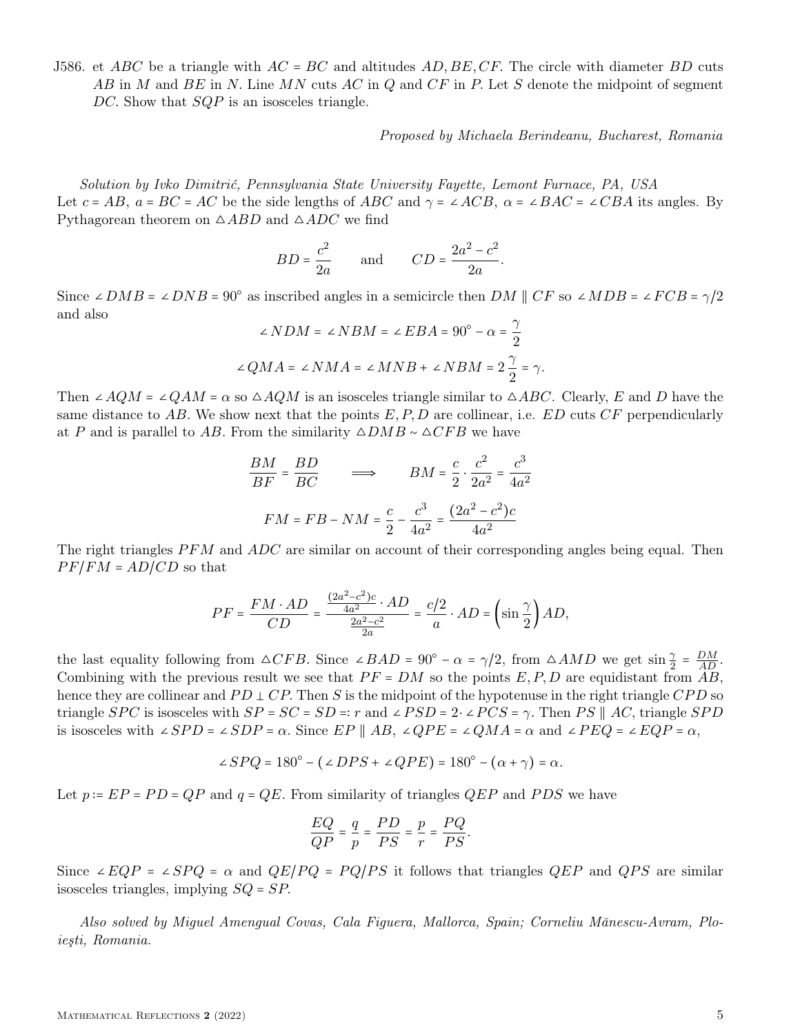J586. et $ABC$ be a triangle with $AC = BC$ and altitudes $AD, BE, CF$. The circle with diameter $BD$ cuts $AB$ in $M$ and $BE$ in $N$. Line $MN$ cuts $AC$ in $Q$ and $CF$ in $P$. Let $S$ denote the midpoint of segment $DC$. Show that $SQP$ is an isosceles triangle.

*Proposed by Michaela Berindeanu, Bucharest, Romania*

*Solution by Ivko Dimitrić, Pennsylvania State University Fayette, Lemont Furnace, PA, USA*

Let $c = AB$, $a = BC = AC$ be the side lengths of $ABC$ and $\gamma = \angle ACB$, $\alpha = \angle BAC = \angle CBA$ its angles. By Pythagorean theorem on $\triangle ABD$ and $\triangle ADC$ we find

$$BD = \frac{c^2}{2a} \qquad \text{and} \qquad CD = \frac{2a^2 - c^2}{2a}.$$

Since $\angle DMB = \angle DNB = 90^\circ$ as inscribed angles in a semicircle then $DM \parallel CF$ so $\angle MDB = \angle FCB = \gamma/2$ and also

$$\angle NDM = \angle NBM = \angle EBA = 90^\circ - \alpha = \frac{\gamma}{2}$$

$$\angle QMA = \angle NMA = \angle MNB + \angle NBM = 2\,\frac{\gamma}{2} = \gamma.$$

Then $\angle AQM = \angle QAM = \alpha$ so $\triangle AQM$ is an isosceles triangle similar to $\triangle ABC$. Clearly, $E$ and $D$ have the same distance to $AB$. We show next that the points $E, P, D$ are collinear, i.e. $ED$ cuts $CF$ perpendicularly at $P$ and is parallel to $AB$. From the similarity $\triangle DMB \sim \triangle CFB$ we have

$$\frac{BM}{BF} = \frac{BD}{BC} \qquad \Longrightarrow \qquad BM = \frac{c}{2} \cdot \frac{c^2}{2a^2} = \frac{c^3}{4a^2}$$

$$FM = FB - NM = \frac{c}{2} - \frac{c^3}{4a^2} = \frac{(2a^2 - c^2)c}{4a^2}$$

The right triangles $PFM$ and $ADC$ are similar on account of their corresponding angles being equal. Then $PF/FM = AD/CD$ so that

$$PF = \frac{FM \cdot AD}{CD} = \frac{\frac{(2a^2-c^2)c}{4a^2} \cdot AD}{\frac{2a^2-c^2}{2a}} = \frac{c/2}{a} \cdot AD = \left(\sin\frac{\gamma}{2}\right) AD,$$

the last equality following from $\triangle CFB$. Since $\angle BAD = 90^\circ - \alpha = \gamma/2$, from $\triangle AMD$ we get $\sin\frac{\gamma}{2} = \frac{DM}{AD}$. Combining with the previous result we see that $PF = DM$ so the points $E, P, D$ are equidistant from $AB$, hence they are collinear and $PD \perp CP$. Then $S$ is the midpoint of the hypotenuse in the right triangle $CPD$ so triangle $SPC$ is isosceles with $SP = SC = SD =: r$ and $\angle PSD = 2 \cdot \angle PCS = \gamma$. Then $PS \parallel AC$, triangle $SPD$ is isosceles with $\angle SPD = \angle SDP = \alpha$. Since $EP \parallel AB$, $\angle QPE = \angle QMA = \alpha$ and $\angle PEQ = \angle EQP = \alpha$,

$$\angle SPQ = 180^\circ - (\angle DPS + \angle QPE) = 180^\circ - (\alpha + \gamma) = \alpha.$$

Let $p := EP = PD = QP$ and $q = QE$. From similarity of triangles $QEP$ and $PDS$ we have

$$\frac{EQ}{QP} = \frac{q}{p} = \frac{PD}{PS} = \frac{p}{r} = \frac{PQ}{PS}.$$

Since $\angle EQP = \angle SPQ = \alpha$ and $QE/PQ = PQ/PS$ it follows that triangles $QEP$ and $QPS$ are similar isosceles triangles, implying $SQ = SP$.

*Also solved by Miguel Amengual Covas, Cala Figuera, Mallorca, Spain; Corneliu Mănescu-Avram, Ploiești, Romania.*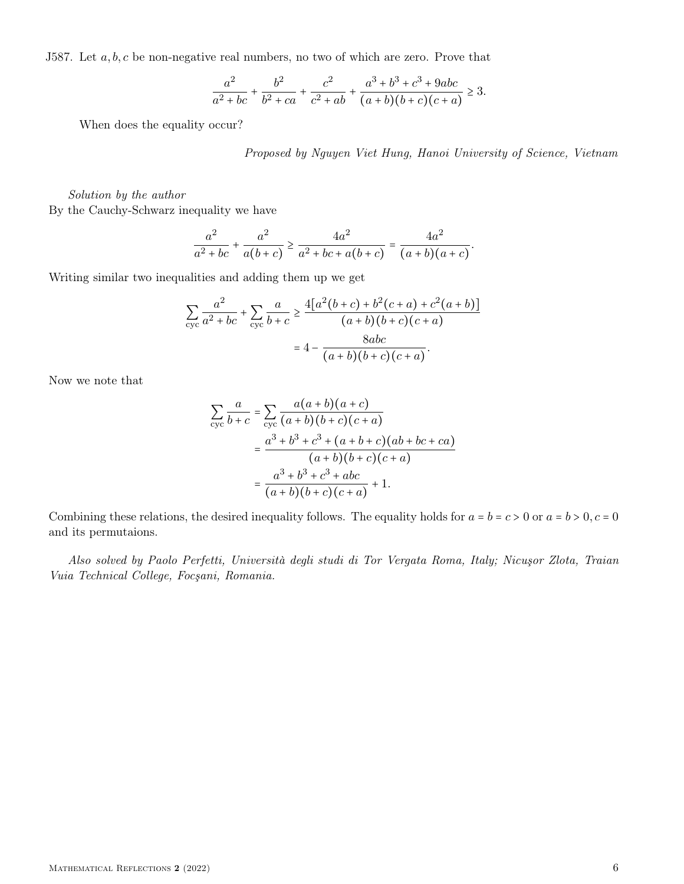J587. Let $a, b, c$ be non-negative real numbers, no two of which are zero. Prove that

$$\frac{a^2}{a^2+bc} + \frac{b^2}{b^2+ca} + \frac{c^2}{c^2+ab} + \frac{a^3+b^3+c^3+9abc}{(a+b)(b+c)(c+a)} \geq 3.$$

When does the equality occur?

*Proposed by Nguyen Viet Hung, Hanoi University of Science, Vietnam*

*Solution by the author*

By the Cauchy-Schwarz inequality we have

$$\frac{a^2}{a^2+bc} + \frac{a^2}{a(b+c)} \geq \frac{4a^2}{a^2+bc+a(b+c)} = \frac{4a^2}{(a+b)(a+c)}.$$

Writing similar two inequalities and adding them up we get

$$\sum_{\text{cyc}} \frac{a^2}{a^2+bc} + \sum_{\text{cyc}} \frac{a}{b+c} \geq \frac{4\left[a^2(b+c)+b^2(c+a)+c^2(a+b)\right]}{(a+b)(b+c)(c+a)}$$
$$= 4 - \frac{8abc}{(a+b)(b+c)(c+a)}.$$

Now we note that

$$\sum_{\text{cyc}} \frac{a}{b+c} = \sum_{\text{cyc}} \frac{a(a+b)(a+c)}{(a+b)(b+c)(c+a)}$$
$$= \frac{a^3+b^3+c^3+(a+b+c)(ab+bc+ca)}{(a+b)(b+c)(c+a)}$$
$$= \frac{a^3+b^3+c^3+abc}{(a+b)(b+c)(c+a)} + 1.$$

Combining these relations, the desired inequality follows. The equality holds for $a = b = c > 0$ or $a = b > 0, c = 0$ and its permutaions.

*Also solved by Paolo Perfetti, Università degli studi di Tor Vergata Roma, Italy; Nicuşor Zlota, Traian Vuia Technical College, Focşani, Romania.*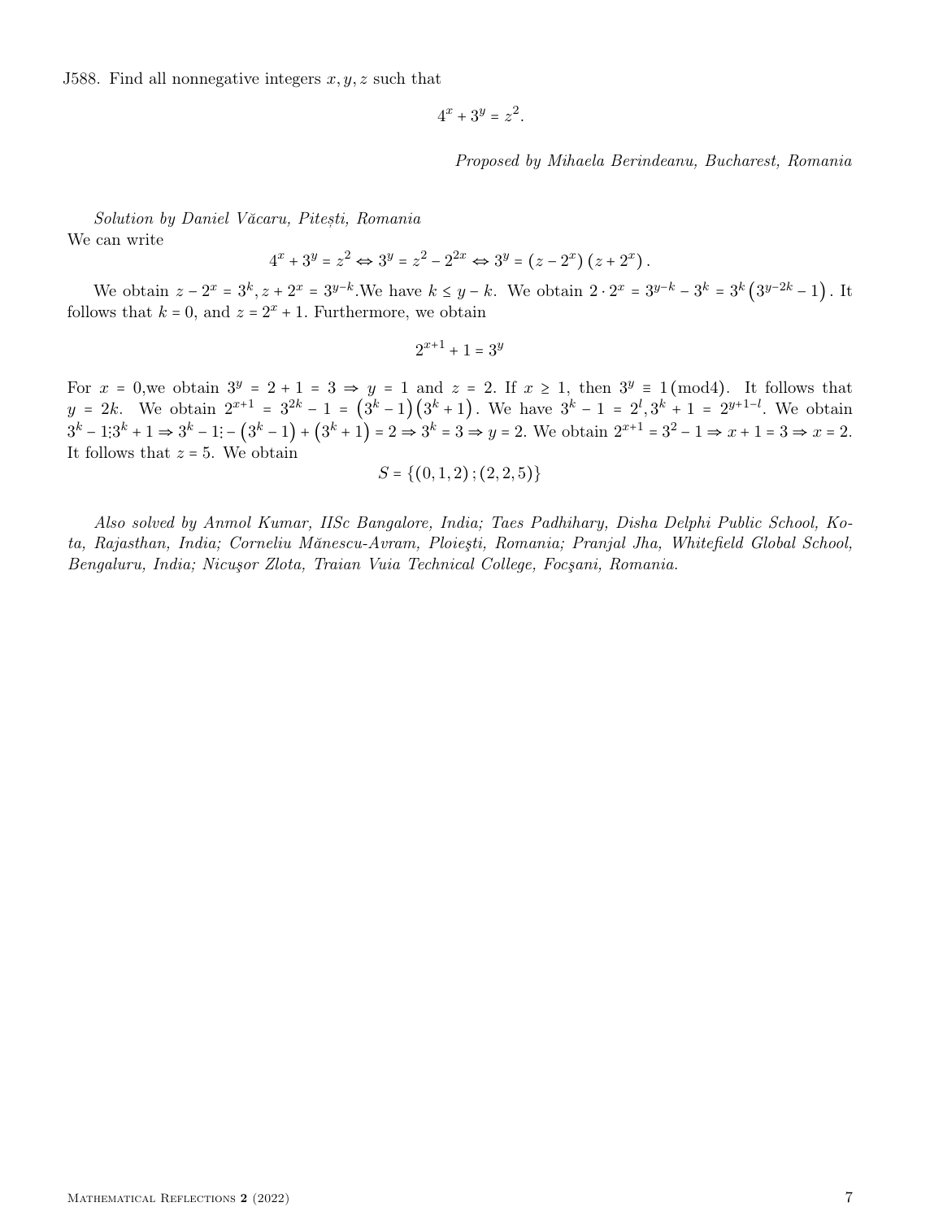J588. Find all nonnegative integers $x, y, z$ such that

$$4^x + 3^y = z^2.$$

*Proposed by Mihaela Berindeanu, Bucharest, Romania*

*Solution by Daniel Văcaru, Pitești, Romania*

We can write

$$4^x + 3^y = z^2 \Leftrightarrow 3^y = z^2 - 2^{2x} \Leftrightarrow 3^y = \left(z - 2^x\right)\left(z + 2^x\right).$$

We obtain $z - 2^x = 3^k, z + 2^x = 3^{y-k}$.We have $k \le y - k$. We obtain $2 \cdot 2^x = 3^{y-k} - 3^k = 3^k \left(3^{y-2k} - 1\right)$. It follows that $k = 0$, and $z = 2^x + 1$. Furthermore, we obtain

$$2^{x+1} + 1 = 3^y$$

For $x = 0$,we obtain $3^y = 2 + 1 = 3 \Rightarrow y = 1$ and $z = 2$. If $x \ge 1$, then $3^y \equiv 1 \pmod{4}$. It follows that $y = 2k$. We obtain $2^{x+1} = 3^{2k} - 1 = \left(3^k - 1\right)\left(3^k + 1\right)$. We have $3^k - 1 = 2^l, 3^k + 1 = 2^{y+1-l}$. We obtain $3^k - 1 \vdots 3^k + 1 \Rightarrow 3^k - 1 \vdots - \left(3^k - 1\right) + \left(3^k + 1\right) = 2 \Rightarrow 3^k = 3 \Rightarrow y = 2$. We obtain $2^{x+1} = 3^2 - 1 \Rightarrow x + 1 = 3 \Rightarrow x = 2$. It follows that $z = 5$. We obtain

$$S = \{(0, 1, 2); (2, 2, 5)\}$$

*Also solved by Anmol Kumar, IISc Bangalore, India; Taes Padhihary, Disha Delphi Public School, Kota, Rajasthan, India; Corneliu Mănescu-Avram, Ploiești, Romania; Pranjal Jha, Whitefield Global School, Bengaluru, India; Nicuşor Zlota, Traian Vuia Technical College, Focşani, Romania.*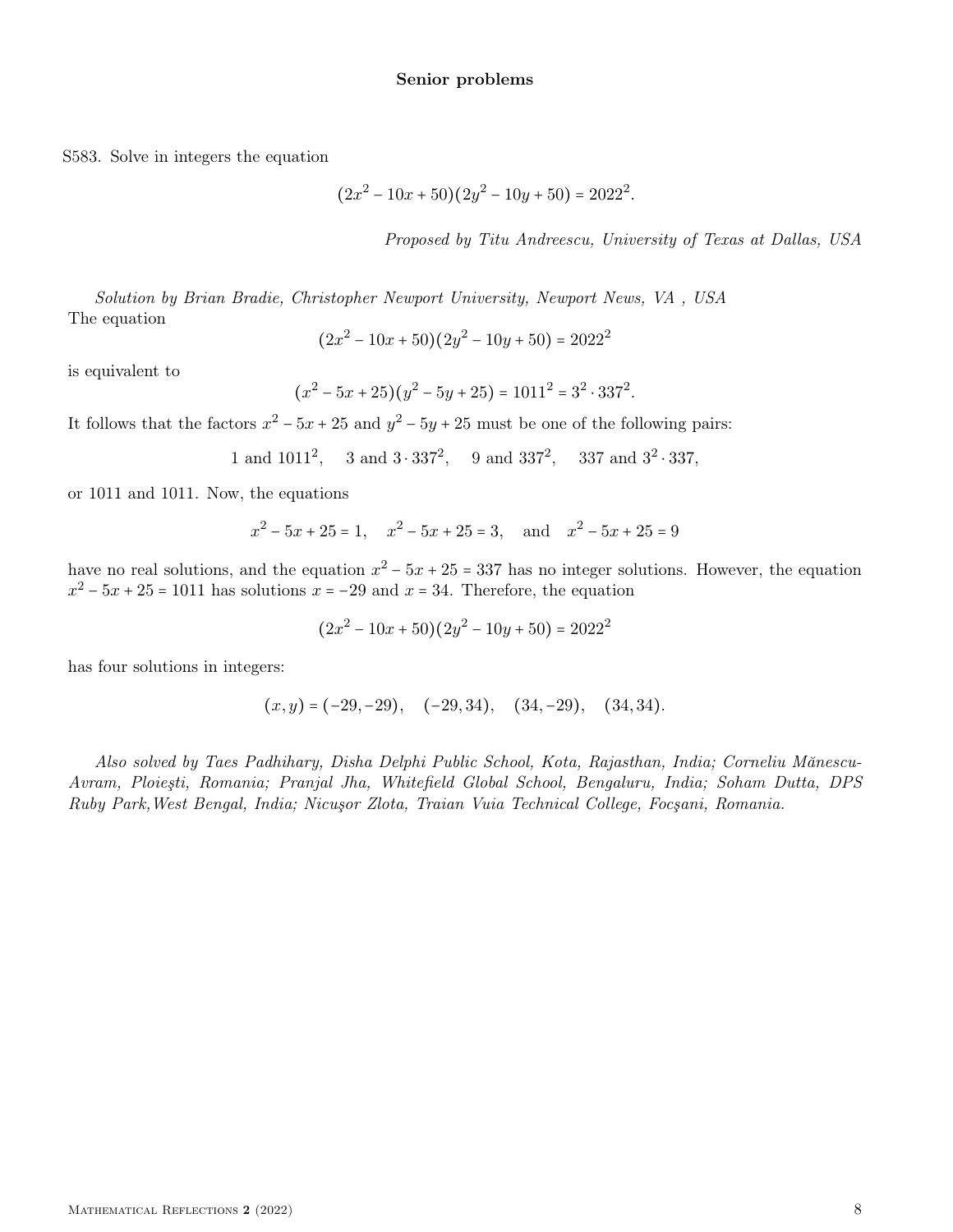**Senior problems**

S583. Solve in integers the equation

$$(2x^2 - 10x + 50)(2y^2 - 10y + 50) = 2022^2.$$

*Proposed by Titu Andreescu, University of Texas at Dallas, USA*

*Solution by Brian Bradie, Christopher Newport University, Newport News, VA , USA*

The equation

$$(2x^2 - 10x + 50)(2y^2 - 10y + 50) = 2022^2$$

is equivalent to

$$(x^2 - 5x + 25)(y^2 - 5y + 25) = 1011^2 = 3^2 \cdot 337^2.$$

It follows that the factors $x^2 - 5x + 25$ and $y^2 - 5y + 25$ must be one of the following pairs:

$$1 \text{ and } 1011^2, \quad 3 \text{ and } 3 \cdot 337^2, \quad 9 \text{ and } 337^2, \quad 337 \text{ and } 3^2 \cdot 337,$$

or 1011 and 1011. Now, the equations

$$x^2 - 5x + 25 = 1, \quad x^2 - 5x + 25 = 3, \quad \text{and} \quad x^2 - 5x + 25 = 9$$

have no real solutions, and the equation $x^2 - 5x + 25 = 337$ has no integer solutions. However, the equation $x^2 - 5x + 25 = 1011$ has solutions $x = -29$ and $x = 34$. Therefore, the equation

$$(2x^2 - 10x + 50)(2y^2 - 10y + 50) = 2022^2$$

has four solutions in integers:

$$(x, y) = (-29, -29), \quad (-29, 34), \quad (34, -29), \quad (34, 34).$$

*Also solved by Taes Padhihary, Disha Delphi Public School, Kota, Rajasthan, India; Corneliu Mănescu-Avram, Ploieşti, Romania; Pranjal Jha, Whitefield Global School, Bengaluru, India; Soham Dutta, DPS Ruby Park,West Bengal, India; Nicuşor Zlota, Traian Vuia Technical College, Focşani, Romania.*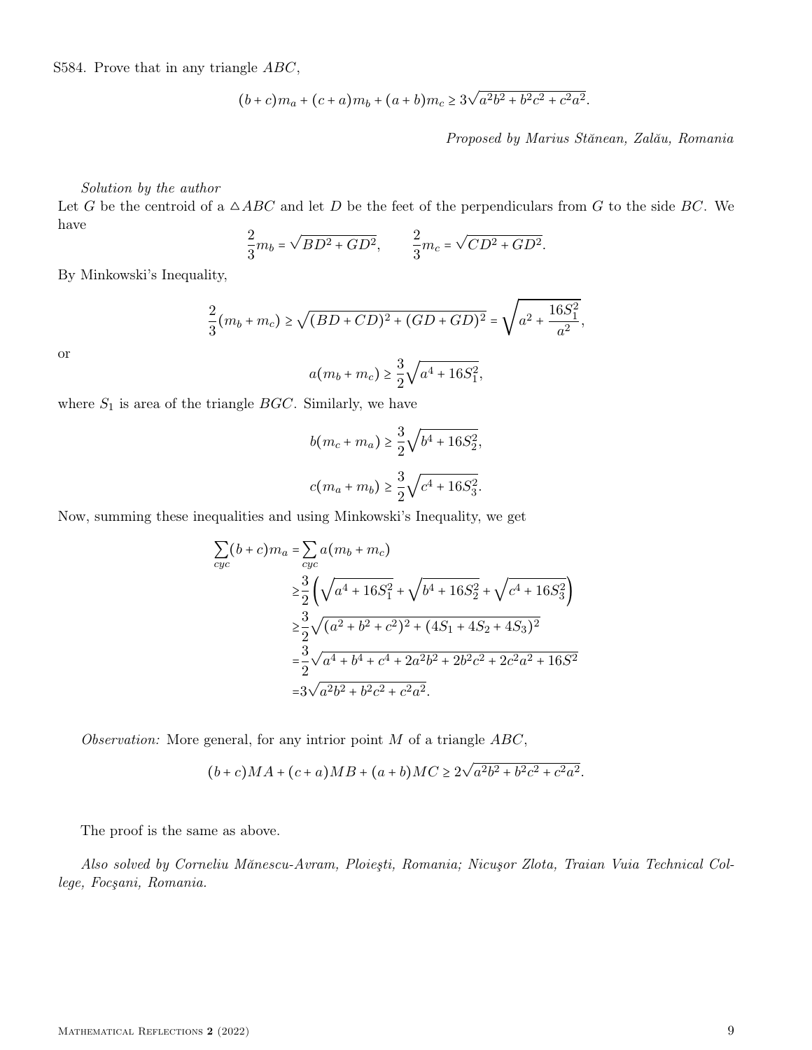S584. Prove that in any triangle $ABC$,

$$(b+c)m_a + (c+a)m_b + (a+b)m_c \geq 3\sqrt{a^2b^2 + b^2c^2 + c^2a^2}.$$

*Proposed by Marius Stănean, Zalău, Romania*

*Solution by the author*

Let $G$ be the centroid of a $\triangle ABC$ and let $D$ be the feet of the perpendiculars from $G$ to the side $BC$. We have

$$\frac{2}{3}m_b = \sqrt{BD^2 + GD^2}, \qquad \frac{2}{3}m_c = \sqrt{CD^2 + GD^2}.$$

By Minkowski's Inequality,

$$\frac{2}{3}(m_b + m_c) \geq \sqrt{(BD + CD)^2 + (GD + GD)^2} = \sqrt{a^2 + \frac{16S_1^2}{a^2}},$$

or

$$a(m_b + m_c) \geq \frac{3}{2}\sqrt{a^4 + 16S_1^2},$$

where $S_1$ is area of the triangle $BGC$. Similarly, we have

$$b(m_c + m_a) \geq \frac{3}{2}\sqrt{b^4 + 16S_2^2},$$

$$c(m_a + m_b) \geq \frac{3}{2}\sqrt{c^4 + 16S_3^2}.$$

Now, summing these inequalities and using Minkowski's Inequality, we get

$$\begin{aligned}
\sum_{cyc}(b+c)m_a &= \sum_{cyc} a(m_b + m_c) \\
&\geq \frac{3}{2}\left(\sqrt{a^4 + 16S_1^2} + \sqrt{b^4 + 16S_2^2} + \sqrt{c^4 + 16S_3^2}\right) \\
&\geq \frac{3}{2}\sqrt{(a^2 + b^2 + c^2)^2 + (4S_1 + 4S_2 + 4S_3)^2} \\
&= \frac{3}{2}\sqrt{a^4 + b^4 + c^4 + 2a^2b^2 + 2b^2c^2 + 2c^2a^2 + 16S^2} \\
&= 3\sqrt{a^2b^2 + b^2c^2 + c^2a^2}.
\end{aligned}$$

*Observation:* More general, for any intrior point $M$ of a triangle $ABC$,

$$(b+c)MA + (c+a)MB + (a+b)MC \geq 2\sqrt{a^2b^2 + b^2c^2 + c^2a^2}.$$

The proof is the same as above.

*Also solved by Corneliu Mănescu-Avram, Ploieşti, Romania; Nicuşor Zlota, Traian Vuia Technical College, Focşani, Romania.*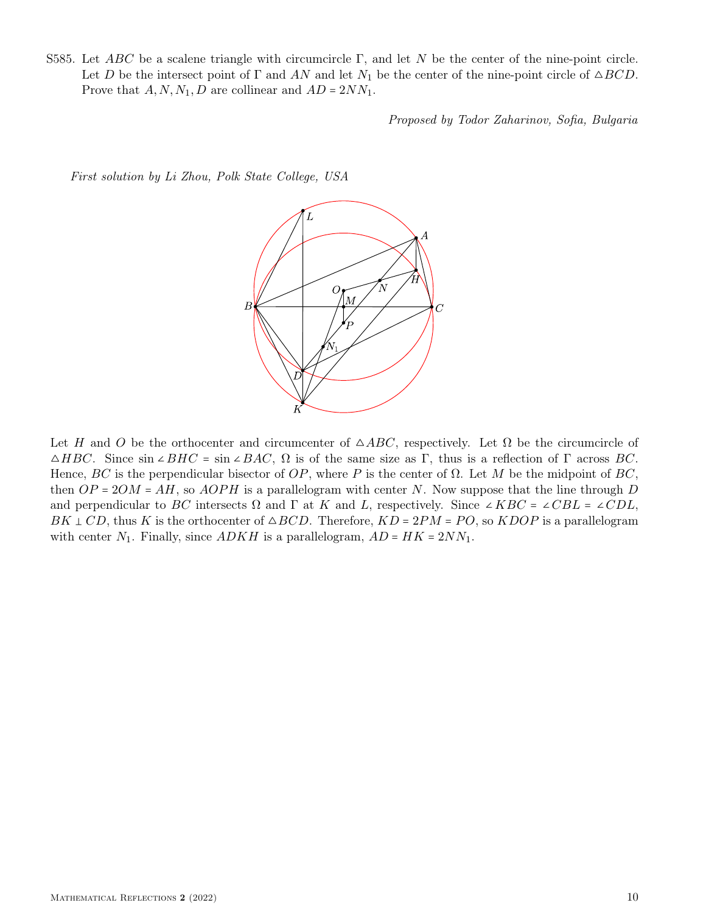S585. Let $ABC$ be a scalene triangle with circumcircle $\Gamma$, and let $N$ be the center of the nine-point circle. Let $D$ be the intersect point of $\Gamma$ and $AN$ and let $N_1$ be the center of the nine-point circle of $\triangle BCD$. Prove that $A, N, N_1, D$ are collinear and $AD = 2NN_1$.

*Proposed by Todor Zaharinov, Sofia, Bulgaria*

*First solution by Li Zhou, Polk State College, USA*

Let $H$ and $O$ be the orthocenter and circumcenter of $\triangle ABC$, respectively. Let $\Omega$ be the circumcircle of $\triangle HBC$. Since $\sin\angle BHC = \sin\angle BAC$, $\Omega$ is of the same size as $\Gamma$, thus is a reflection of $\Gamma$ across $BC$. Hence, $BC$ is the perpendicular bisector of $OP$, where $P$ is the center of $\Omega$. Let $M$ be the midpoint of $BC$, then $OP = 2OM = AH$, so $AOPH$ is a parallelogram with center $N$. Now suppose that the line through $D$ and perpendicular to $BC$ intersects $\Omega$ and $\Gamma$ at $K$ and $L$, respectively. Since $\angle KBC = \angle CBL = \angle CDL$, $BK \perp CD$, thus $K$ is the orthocenter of $\triangle BCD$. Therefore, $KD = 2PM = PO$, so $KDOP$ is a parallelogram with center $N_1$. Finally, since $ADKH$ is a parallelogram, $AD = HK = 2NN_1$.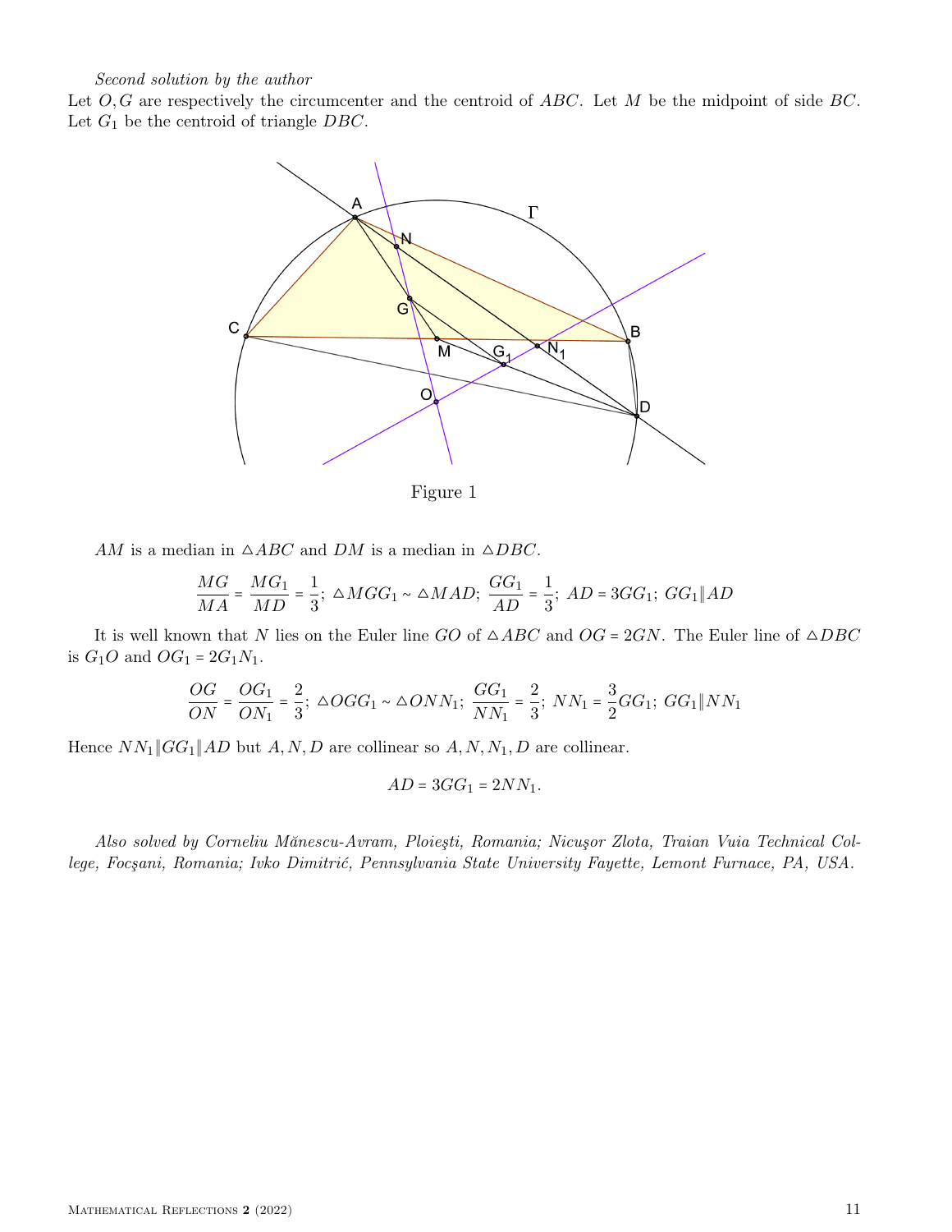*Second solution by the author*

Let $O, G$ are respectively the circumcenter and the centroid of $ABC$. Let $M$ be the midpoint of side $BC$. Let $G_1$ be the centroid of triangle $DBC$.

Figure 1

$AM$ is a median in $\triangle ABC$ and $DM$ is a median in $\triangle DBC$.

$$\frac{MG}{MA} = \frac{MG_1}{MD} = \frac{1}{3};\ \triangle MGG_1 \sim \triangle MAD;\ \frac{GG_1}{AD} = \frac{1}{3};\ AD = 3GG_1;\ GG_1 \| AD$$

It is well known that $N$ lies on the Euler line $GO$ of $\triangle ABC$ and $OG = 2GN$. The Euler line of $\triangle DBC$ is $G_1O$ and $OG_1 = 2G_1N_1$.

$$\frac{OG}{ON} = \frac{OG_1}{ON_1} = \frac{2}{3};\ \triangle OGG_1 \sim \triangle ONN_1;\ \frac{GG_1}{NN_1} = \frac{2}{3};\ NN_1 = \frac{3}{2}GG_1;\ GG_1 \| NN_1$$

Hence $NN_1 \| GG_1 \| AD$ but $A, N, D$ are collinear so $A, N, N_1, D$ are collinear.

$$AD = 3GG_1 = 2NN_1.$$

*Also solved by Corneliu Mănescu-Avram, Ploieşti, Romania; Nicuşor Zlota, Traian Vuia Technical College, Focşani, Romania; Ivko Dimitrić, Pennsylvania State University Fayette, Lemont Furnace, PA, USA.*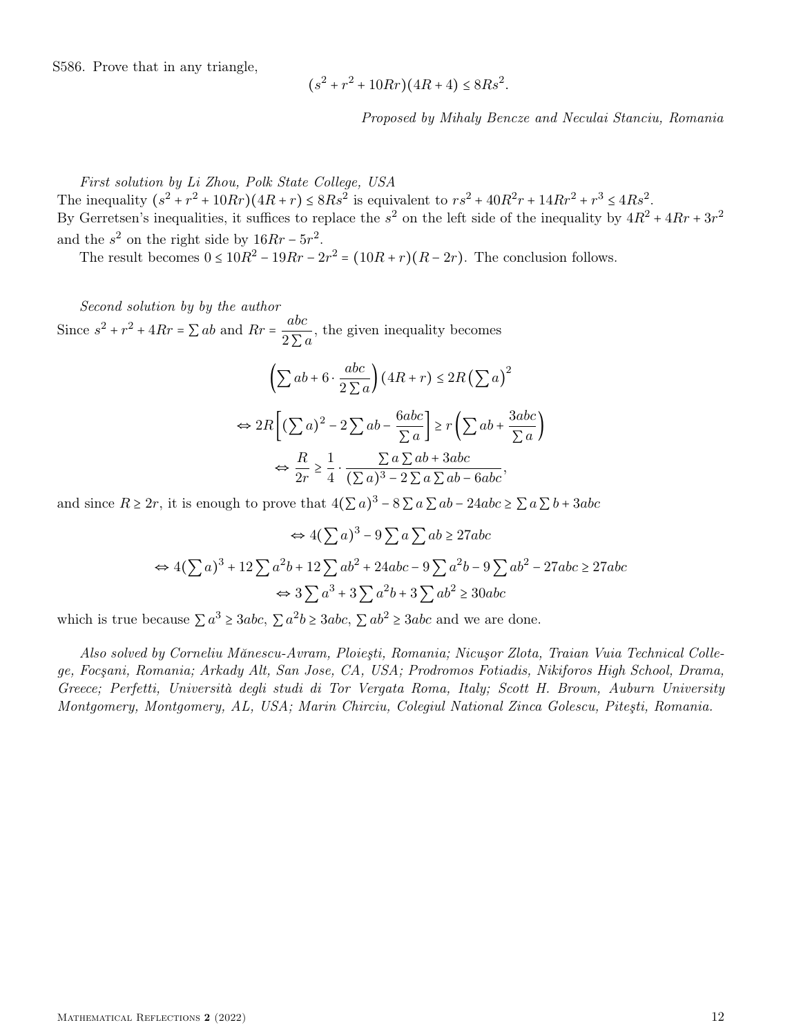S586. Prove that in any triangle,

$$(s^2 + r^2 + 10Rr)(4R + 4) \leq 8Rs^2.$$

*Proposed by Mihaly Bencze and Neculai Stanciu, Romania*

*First solution by Li Zhou, Polk State College, USA*

The inequality $(s^2 + r^2 + 10Rr)(4R + r) \leq 8Rs^2$ is equivalent to $rs^2 + 40R^2r + 14Rr^2 + r^3 \leq 4Rs^2$.
By Gerretsen's inequalities, it suffices to replace the $s^2$ on the left side of the inequality by $4R^2 + 4Rr + 3r^2$ and the $s^2$ on the right side by $16Rr - 5r^2$.

The result becomes $0 \leq 10R^2 - 19Rr - 2r^2 = (10R + r)(R - 2r)$. The conclusion follows.

*Second solution by by the author*

Since $s^2 + r^2 + 4Rr = \sum ab$ and $Rr = \dfrac{abc}{2\sum a}$, the given inequality becomes

$$\left(\sum ab + 6 \cdot \frac{abc}{2\sum a}\right)(4R + r) \leq 2R\left(\sum a\right)^2$$

$$\Leftrightarrow 2R\left[\left(\sum a\right)^2 - 2\sum ab - \frac{6abc}{\sum a}\right] \geq r\left(\sum ab + \frac{3abc}{\sum a}\right)$$

$$\Leftrightarrow \frac{R}{2r} \geq \frac{1}{4} \cdot \frac{\sum a \sum ab + 3abc}{(\sum a)^3 - 2\sum a \sum ab - 6abc},$$

and since $R \geq 2r$, it is enough to prove that $4(\sum a)^3 - 8\sum a \sum ab - 24abc \geq \sum a \sum b + 3abc$

$$\Leftrightarrow 4\left(\sum a\right)^3 - 9\sum a \sum ab \geq 27abc$$

$$\Leftrightarrow 4\left(\sum a\right)^3 + 12\sum a^2b + 12\sum ab^2 + 24abc - 9\sum a^2b - 9\sum ab^2 - 27abc \geq 27abc$$

$$\Leftrightarrow 3\sum a^3 + 3\sum a^2b + 3\sum ab^2 \geq 30abc$$

which is true because $\sum a^3 \geq 3abc$, $\sum a^2b \geq 3abc$, $\sum ab^2 \geq 3abc$ and we are done.

*Also solved by Corneliu Mănescu-Avram, Ploieşti, Romania; Nicuşor Zlota, Traian Vuia Technical College, Focşani, Romania; Arkady Alt, San Jose, CA, USA; Prodromos Fotiadis, Nikiforos High School, Drama, Greece; Perfetti, Università degli studi di Tor Vergata Roma, Italy; Scott H. Brown, Auburn University Montgomery, Montgomery, AL, USA; Marin Chirciu, Colegiul National Zinca Golescu, Piteşti, Romania.*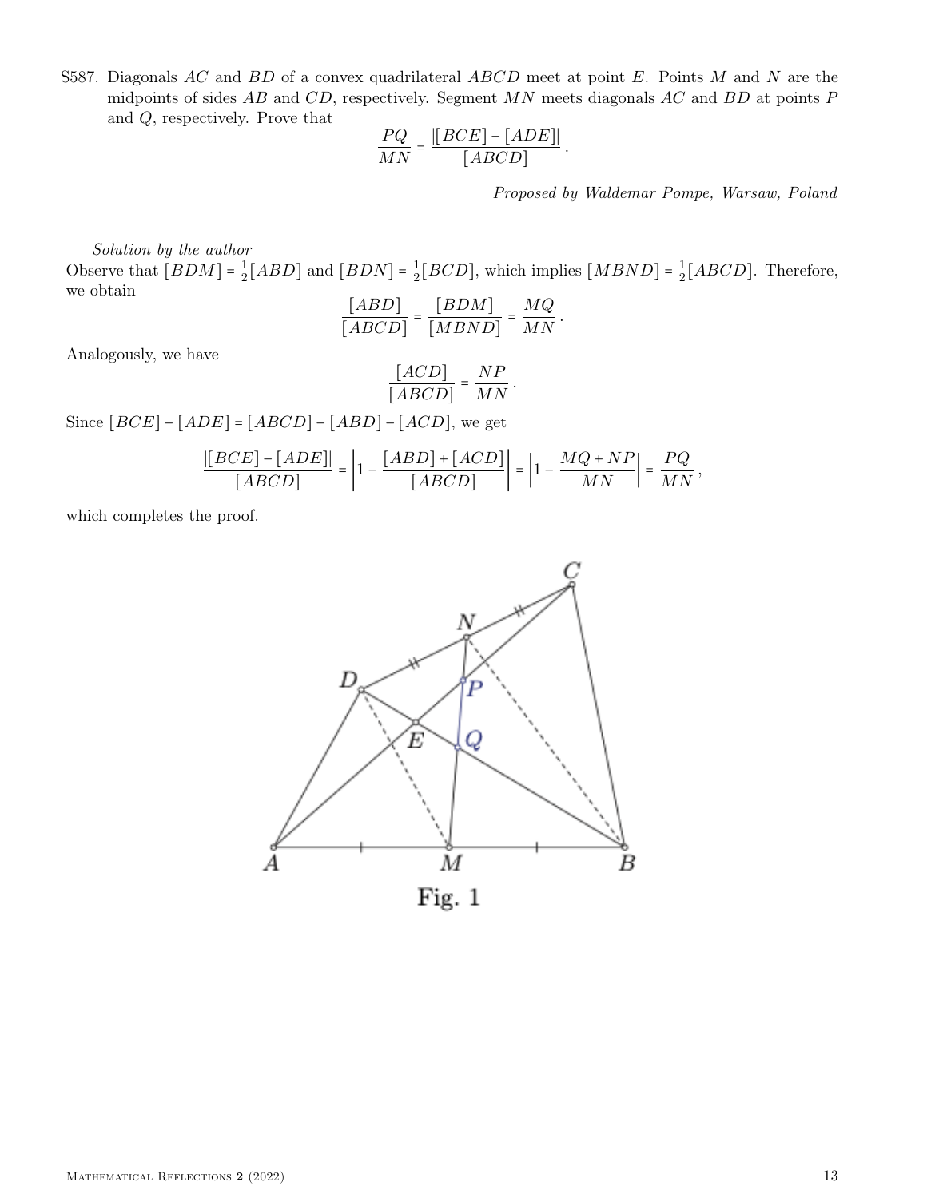S587. Diagonals $AC$ and $BD$ of a convex quadrilateral $ABCD$ meet at point $E$. Points $M$ and $N$ are the midpoints of sides $AB$ and $CD$, respectively. Segment $MN$ meets diagonals $AC$ and $BD$ at points $P$ and $Q$, respectively. Prove that

$$\frac{PQ}{MN} = \frac{|[BCE] - [ADE]|}{[ABCD]}.$$

*Proposed by Waldemar Pompe, Warsaw, Poland*

*Solution by the author*

Observe that $[BDM] = \frac{1}{2}[ABD]$ and $[BDN] = \frac{1}{2}[BCD]$, which implies $[MBND] = \frac{1}{2}[ABCD]$. Therefore, we obtain

$$\frac{[ABD]}{[ABCD]} = \frac{[BDM]}{[MBND]} = \frac{MQ}{MN}.$$

Analogously, we have

$$\frac{[ACD]}{[ABCD]} = \frac{NP}{MN}.$$

Since $[BCE] - [ADE] = [ABCD] - [ABD] - [ACD]$, we get

$$\frac{|[BCE] - [ADE]|}{[ABCD]} = \left|1 - \frac{[ABD] + [ACD]}{[ABCD]}\right| = \left|1 - \frac{MQ + NP}{MN}\right| = \frac{PQ}{MN},$$

which completes the proof.

Fig. 1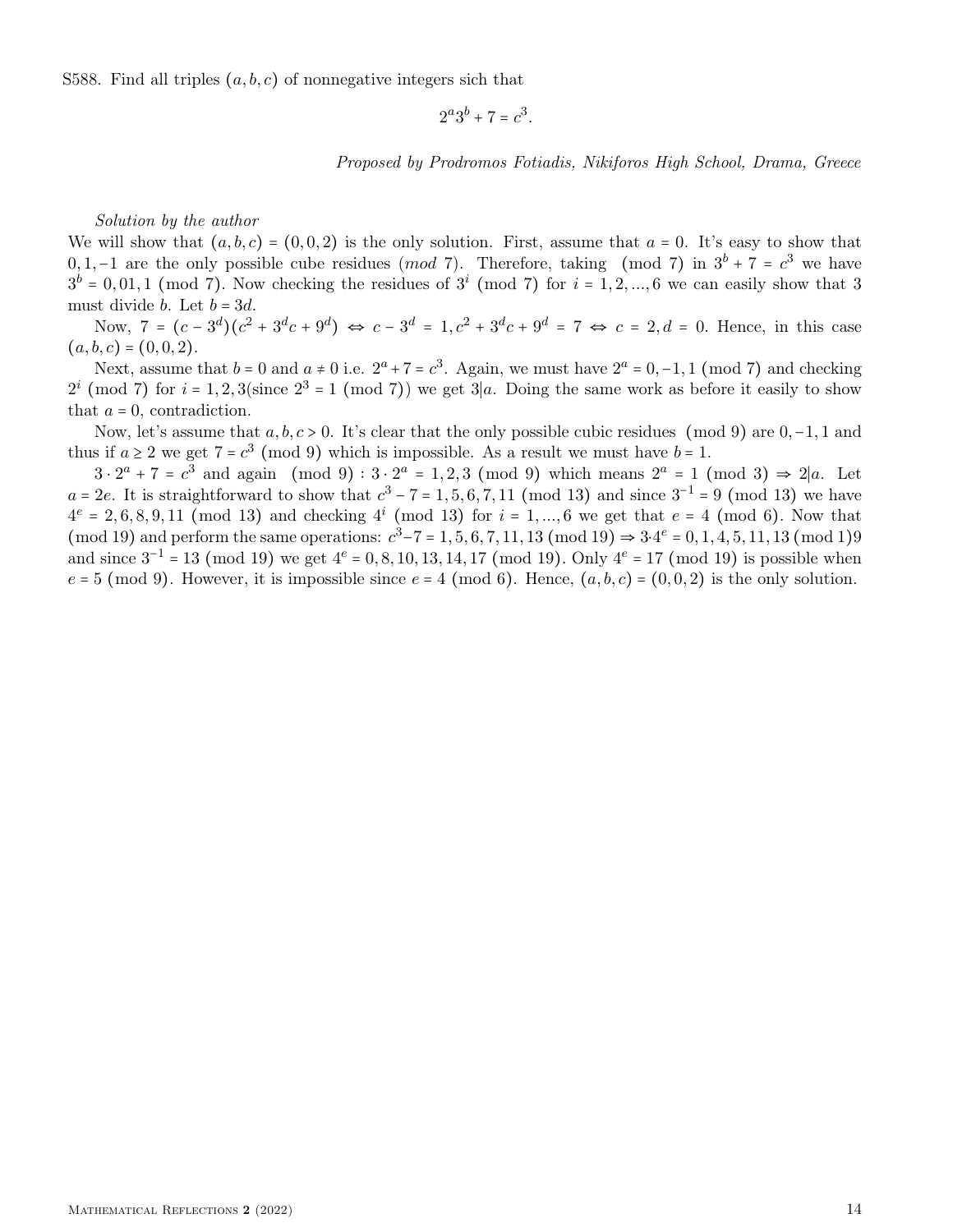S588. Find all triples $(a,b,c)$ of nonnegative integers sich that

$$2^a 3^b + 7 = c^3.$$

*Proposed by Prodromos Fotiadis, Nikiforos High School, Drama, Greece*

*Solution by the author*

We will show that $(a,b,c) = (0,0,2)$ is the only solution. First, assume that $a = 0$. It's easy to show that $0, 1, -1$ are the only possible cube residues ($mod$ 7). Therefore, taking $\pmod 7$ in $3^b + 7 = c^3$ we have $3^b = 0, 01, 1 \pmod 7$. Now checking the residues of $3^i \pmod 7$ for $i = 1, 2, ..., 6$ we can easily show that 3 must divide $b$. Let $b = 3d$.

Now, $7 = (c - 3^d)(c^2 + 3^d c + 9^d) \Leftrightarrow c - 3^d = 1, c^2 + 3^d c + 9^d = 7 \Leftrightarrow c = 2, d = 0$. Hence, in this case $(a,b,c) = (0,0,2)$.

Next, assume that $b = 0$ and $a \neq 0$ i.e. $2^a + 7 = c^3$. Again, we must have $2^a = 0, -1, 1 \pmod 7$ and checking $2^i \pmod 7$ for $i = 1, 2, 3$(since $2^3 = 1 \pmod 7$) we get $3|a$. Doing the same work as before it easily to show that $a = 0$, contradiction.

Now, let's assume that $a, b, c > 0$. It's clear that the only possible cubic residues $\pmod 9$ are $0, -1, 1$ and thus if $a \geq 2$ we get $7 = c^3 \pmod 9$ which is impossible. As a result we must have $b = 1$.

$3 \cdot 2^a + 7 = c^3$ and again $\pmod 9$ : $3 \cdot 2^a = 1, 2, 3 \pmod 9$ which means $2^a = 1 \pmod 3 \Rightarrow 2|a$. Let $a = 2e$. It is straightforward to show that $c^3 - 7 = 1, 5, 6, 7, 11 \pmod{13}$ and since $3^{-1} = 9 \pmod{13}$ we have $4^e = 2, 6, 8, 9, 11 \pmod{13}$ and checking $4^i \pmod{13}$ for $i = 1, ..., 6$ we get that $e = 4 \pmod 6$. Now that $\pmod{19}$ and perform the same operations: $c^3 - 7 = 1, 5, 6, 7, 11, 13 \pmod{19} \Rightarrow 3 \cdot 4^e = 0, 1, 4, 5, 11, 13$ (mod 1)9 and since $3^{-1} = 13 \pmod{19}$ we get $4^e = 0, 8, 10, 13, 14, 17 \pmod{19}$. Only $4^e = 17 \pmod{19}$ is possible when $e = 5 \pmod 9$. However, it is impossible since $e = 4 \pmod 6$. Hence, $(a,b,c) = (0,0,2)$ is the only solution.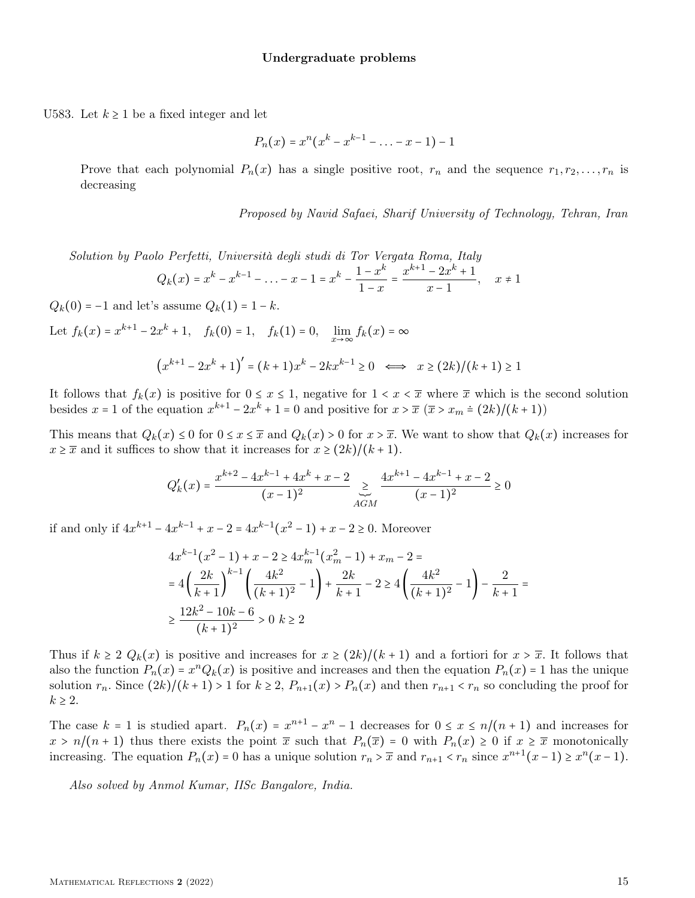## Undergraduate problems

U583. Let $k \geq 1$ be a fixed integer and let

$$P_n(x) = x^n(x^k - x^{k-1} - \ldots - x - 1) - 1$$

Prove that each polynomial $P_n(x)$ has a single positive root, $r_n$ and the sequence $r_1, r_2, \ldots, r_n$ is decreasing

*Proposed by Navid Safaei, Sharif University of Technology, Tehran, Iran*

*Solution by Paolo Perfetti, Università degli studi di Tor Vergata Roma, Italy*

$$Q_k(x) = x^k - x^{k-1} - \ldots - x - 1 = x^k - \frac{1 - x^k}{1 - x} = \frac{x^{k+1} - 2x^k + 1}{x - 1}, \quad x \neq 1$$

$Q_k(0) = -1$ and let's assume $Q_k(1) = 1 - k$.

Let $f_k(x) = x^{k+1} - 2x^k + 1, \quad f_k(0) = 1, \quad f_k(1) = 0, \quad \lim_{x \to \infty} f_k(x) = \infty$

$$\left(x^{k+1} - 2x^k + 1\right)' = (k+1)x^k - 2kx^{k-1} \geq 0 \iff x \geq (2k)/(k+1) \geq 1$$

It follows that $f_k(x)$ is positive for $0 \leq x \leq 1$, negative for $1 < x < \overline{x}$ where $\overline{x}$ which is the second solution besides $x = 1$ of the equation $x^{k+1} - 2x^k + 1 = 0$ and positive for $x > \overline{x}$ ($\overline{x} > x_m \doteq (2k)/(k+1)$)

This means that $Q_k(x) \leq 0$ for $0 \leq x \leq \overline{x}$ and $Q_k(x) > 0$ for $x > \overline{x}$. We want to show that $Q_k(x)$ increases for $x \geq \overline{x}$ and it suffices to show that it increases for $x \geq (2k)/(k+1)$.

$$Q_k'(x) = \frac{x^{k+2} - 4x^{k-1} + 4x^k + x - 2}{(x-1)^2} \underbrace{\geq}_{AGM} \frac{4x^{k+1} - 4x^{k-1} + x - 2}{(x-1)^2} \geq 0$$

if and only if $4x^{k+1} - 4x^{k-1} + x - 2 = 4x^{k-1}(x^2 - 1) + x - 2 \geq 0$. Moreover

$$\begin{aligned}
&4x^{k-1}(x^2 - 1) + x - 2 \geq 4x_m^{k-1}(x_m^2 - 1) + x_m - 2 = \\
&= 4\left(\frac{2k}{k+1}\right)^{k-1}\left(\frac{4k^2}{(k+1)^2} - 1\right) + \frac{2k}{k+1} - 2 \geq 4\left(\frac{4k^2}{(k+1)^2} - 1\right) - \frac{2}{k+1} = \\
&\geq \frac{12k^2 - 10k - 6}{(k+1)^2} > 0 \ \ k \geq 2
\end{aligned}$$

Thus if $k \geq 2$ $Q_k(x)$ is positive and increases for $x \geq (2k)/(k+1)$ and a fortiori for $x > \overline{x}$. It follows that also the function $P_n(x) = x^n Q_k(x)$ is positive and increases and then the equation $P_n(x) = 1$ has the unique solution $r_n$. Since $(2k)/(k+1) > 1$ for $k \geq 2$, $P_{n+1}(x) > P_n(x)$ and then $r_{n+1} < r_n$ so concluding the proof for $k \geq 2$.

The case $k = 1$ is studied apart. $P_n(x) = x^{n+1} - x^n - 1$ decreases for $0 \leq x \leq n/(n+1)$ and increases for $x > n/(n+1)$ thus there exists the point $\overline{x}$ such that $P_n(\overline{x}) = 0$ with $P_n(x) \geq 0$ if $x \geq \overline{x}$ monotonically increasing. The equation $P_n(x) = 0$ has a unique solution $r_n > \overline{x}$ and $r_{n+1} < r_n$ since $x^{n+1}(x-1) \geq x^n(x-1)$.

*Also solved by Anmol Kumar, IISc Bangalore, India.*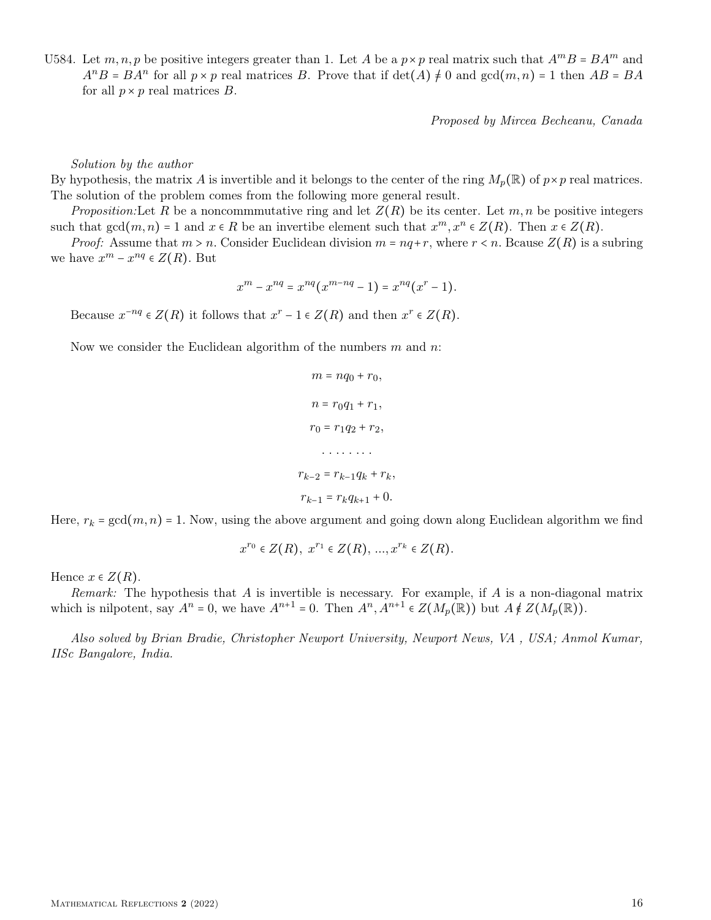U584. Let $m, n, p$ be positive integers greater than 1. Let $A$ be a $p \times p$ real matrix such that $A^m B = BA^m$ and $A^n B = BA^n$ for all $p \times p$ real matrices $B$. Prove that if $\det(A) \neq 0$ and $\gcd(m, n) = 1$ then $AB = BA$ for all $p \times p$ real matrices $B$.

*Proposed by Mircea Becheanu, Canada*

*Solution by the author*

By hypothesis, the matrix $A$ is invertible and it belongs to the center of the ring $M_p(\mathbb{R})$ of $p \times p$ real matrices. The solution of the problem comes from the following more general result.

*Proposition:* Let $R$ be a noncommmutative ring and let $Z(R)$ be its center. Let $m, n$ be positive integers such that $\gcd(m, n) = 1$ and $x \in R$ be an invertibe element such that $x^m, x^n \in Z(R)$. Then $x \in Z(R)$.

*Proof:* Assume that $m > n$. Consider Euclidean division $m = nq + r$, where $r < n$. Bcause $Z(R)$ is a subring we have $x^m - x^{nq} \in Z(R)$. But

$$x^m - x^{nq} = x^{nq}(x^{m-nq} - 1) = x^{nq}(x^r - 1).$$

Because $x^{-nq} \in Z(R)$ it follows that $x^r - 1 \in Z(R)$ and then $x^r \in Z(R)$.

Now we consider the Euclidean algorithm of the numbers $m$ and $n$:

$$m = nq_0 + r_0,$$

$$n = r_0 q_1 + r_1,$$

$$r_0 = r_1 q_2 + r_2,$$

$$\dots\dots\dots$$

$$r_{k-2} = r_{k-1} q_k + r_k,$$

$$r_{k-1} = r_k q_{k+1} + 0.$$

Here, $r_k = \gcd(m, n) = 1$. Now, using the above argument and going down along Euclidean algorithm we find

$$x^{r_0} \in Z(R),\ x^{r_1} \in Z(R), \dots, x^{r_k} \in Z(R).$$

Hence $x \in Z(R)$.

*Remark:* The hypothesis that $A$ is invertible is necessary. For example, if $A$ is a non-diagonal matrix which is nilpotent, say $A^n = 0$, we have $A^{n+1} = 0$. Then $A^n, A^{n+1} \in Z(M_p(\mathbb{R}))$ but $A \notin Z(M_p(\mathbb{R}))$.

*Also solved by Brian Bradie, Christopher Newport University, Newport News, VA , USA; Anmol Kumar, IISc Bangalore, India.*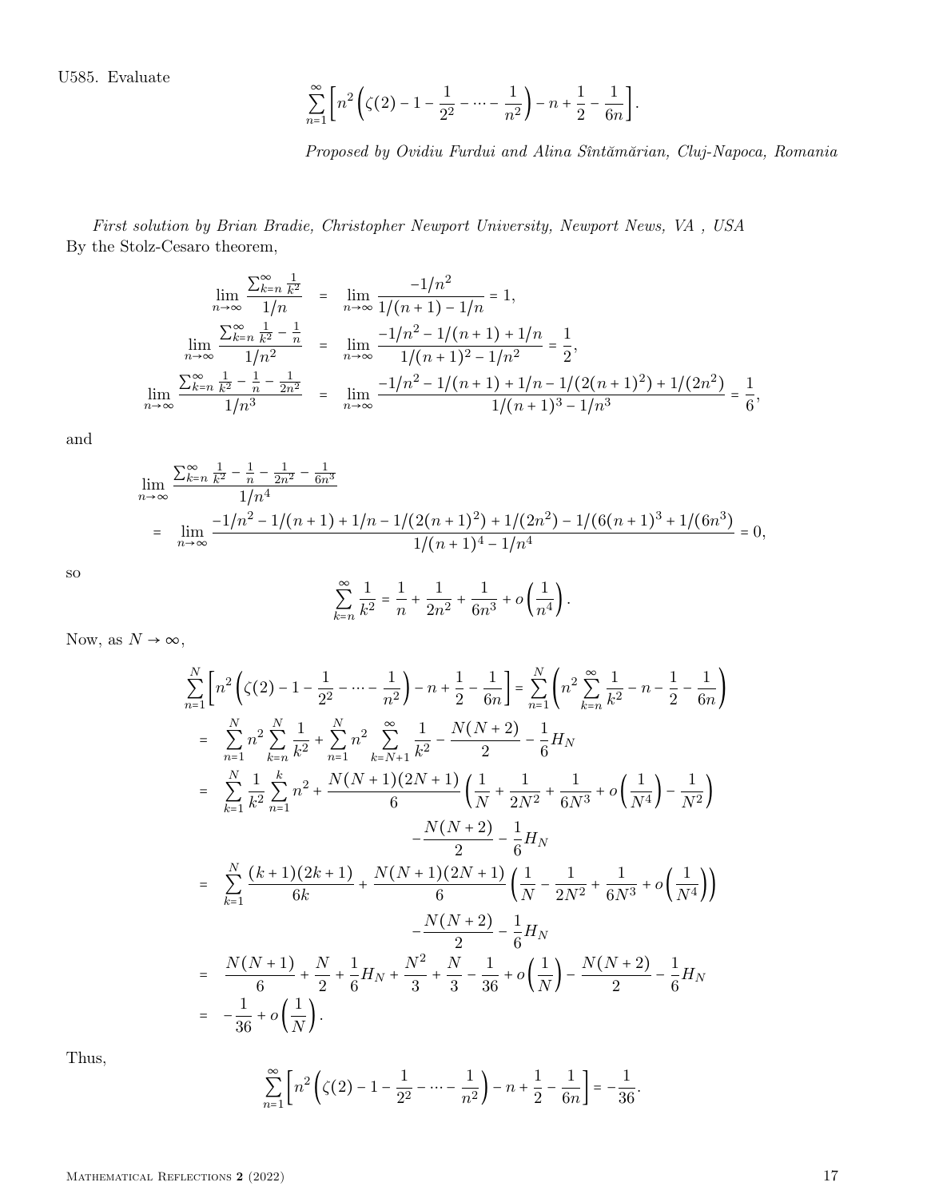U585. Evaluate

$$\sum_{n=1}^{\infty}\left[n^2\left(\zeta(2)-1-\frac{1}{2^2}-\cdots-\frac{1}{n^2}\right)-n+\frac{1}{2}-\frac{1}{6n}\right].$$

*Proposed by Ovidiu Furdui and Alina Sîntămărian, Cluj-Napoca, Romania*

*First solution by Brian Bradie, Christopher Newport University, Newport News, VA , USA*

By the Stolz-Cesaro theorem,

$$\begin{aligned}
\lim_{n\to\infty}\frac{\sum_{k=n}^{\infty}\frac{1}{k^2}}{1/n} &= \lim_{n\to\infty}\frac{-1/n^2}{1/(n+1)-1/n}=1,\\
\lim_{n\to\infty}\frac{\sum_{k=n}^{\infty}\frac{1}{k^2}-\frac{1}{n}}{1/n^2} &= \lim_{n\to\infty}\frac{-1/n^2-1/(n+1)+1/n}{1/(n+1)^2-1/n^2}=\frac{1}{2},\\
\lim_{n\to\infty}\frac{\sum_{k=n}^{\infty}\frac{1}{k^2}-\frac{1}{n}-\frac{1}{2n^2}}{1/n^3} &= \lim_{n\to\infty}\frac{-1/n^2-1/(n+1)+1/n-1/(2(n+1)^2)+1/(2n^2)}{1/(n+1)^3-1/n^3}=\frac{1}{6},
\end{aligned}$$

and

$$\begin{aligned}
&\lim_{n\to\infty}\frac{\sum_{k=n}^{\infty}\frac{1}{k^2}-\frac{1}{n}-\frac{1}{2n^2}-\frac{1}{6n^3}}{1/n^4}\\
&= \lim_{n\to\infty}\frac{-1/n^2-1/(n+1)+1/n-1/(2(n+1)^2)+1/(2n^2)-1/(6(n+1)^3+1/(6n^3)}{1/(n+1)^4-1/n^4}=0,
\end{aligned}$$

so

$$\sum_{k=n}^{\infty}\frac{1}{k^2}=\frac{1}{n}+\frac{1}{2n^2}+\frac{1}{6n^3}+o\left(\frac{1}{n^4}\right).$$

Now, as $N\to\infty$,

$$\begin{aligned}
&\sum_{n=1}^{N}\left[n^2\left(\zeta(2)-1-\frac{1}{2^2}-\cdots-\frac{1}{n^2}\right)-n+\frac{1}{2}-\frac{1}{6n}\right]=\sum_{n=1}^{N}\left(n^2\sum_{k=n}^{\infty}\frac{1}{k^2}-n-\frac{1}{2}-\frac{1}{6n}\right)\\
&= \sum_{n=1}^{N}n^2\sum_{k=n}^{N}\frac{1}{k^2}+\sum_{n=1}^{N}n^2\sum_{k=N+1}^{\infty}\frac{1}{k^2}-\frac{N(N+2)}{2}-\frac{1}{6}H_N\\
&= \sum_{k=1}^{N}\frac{1}{k^2}\sum_{n=1}^{k}n^2+\frac{N(N+1)(2N+1)}{6}\left(\frac{1}{N}+\frac{1}{2N^2}+\frac{1}{6N^3}+o\left(\frac{1}{N^4}\right)-\frac{1}{N^2}\right)\\
&\qquad -\frac{N(N+2)}{2}-\frac{1}{6}H_N\\
&= \sum_{k=1}^{N}\frac{(k+1)(2k+1)}{6k}+\frac{N(N+1)(2N+1)}{6}\left(\frac{1}{N}-\frac{1}{2N^2}+\frac{1}{6N^3}+o\left(\frac{1}{N^4}\right)\right)\\
&\qquad -\frac{N(N+2)}{2}-\frac{1}{6}H_N\\
&= \frac{N(N+1)}{6}+\frac{N}{2}+\frac{1}{6}H_N+\frac{N^2}{3}+\frac{N}{3}-\frac{1}{36}+o\left(\frac{1}{N}\right)-\frac{N(N+2)}{2}-\frac{1}{6}H_N\\
&= -\frac{1}{36}+o\left(\frac{1}{N}\right).
\end{aligned}$$

Thus,

$$\sum_{n=1}^{\infty}\left[n^2\left(\zeta(2)-1-\frac{1}{2^2}-\cdots-\frac{1}{n^2}\right)-n+\frac{1}{2}-\frac{1}{6n}\right]=-\frac{1}{36}.$$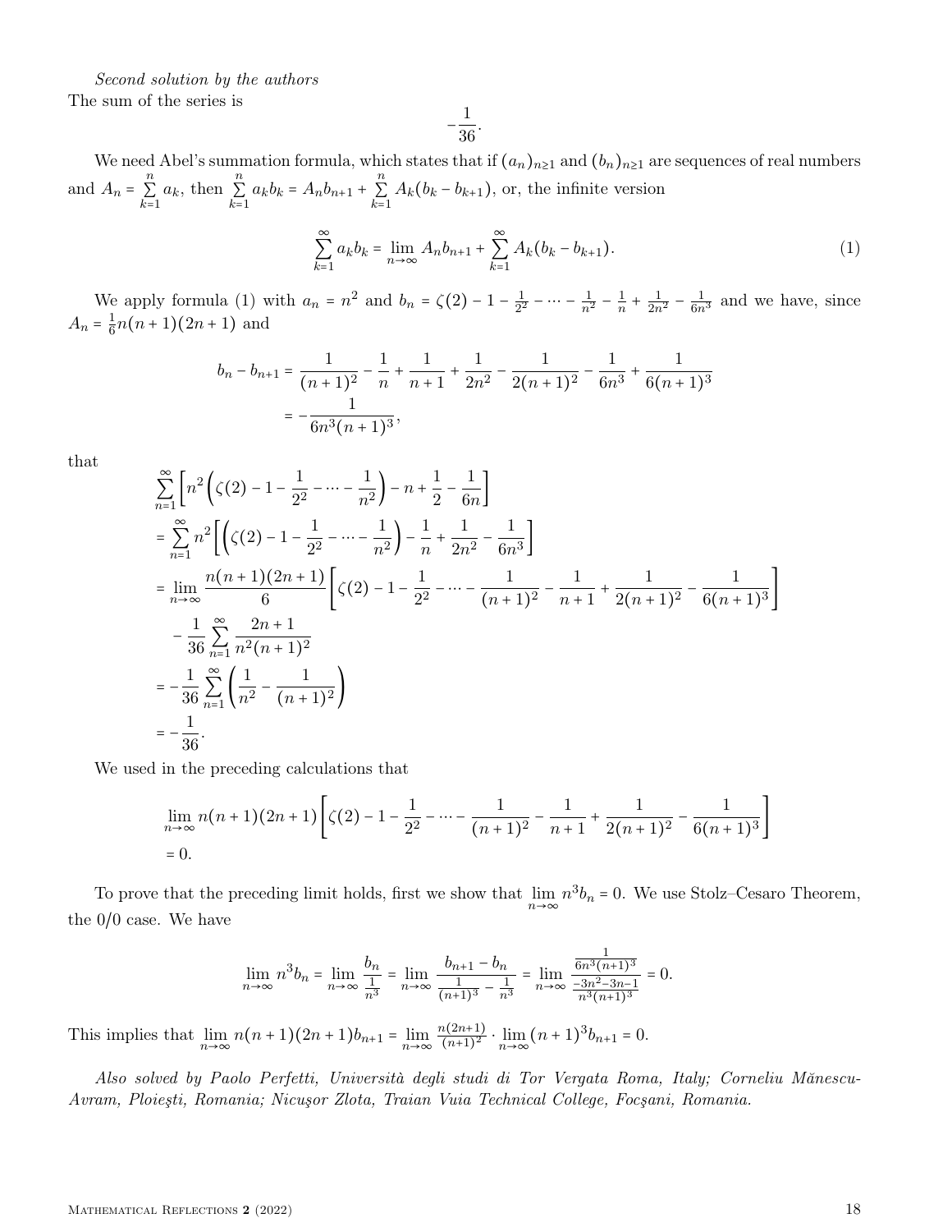*Second solution by the authors*
The sum of the series is

$$-\frac{1}{36}.$$

We need Abel's summation formula, which states that if $(a_n)_{n\geq 1}$ and $(b_n)_{n\geq 1}$ are sequences of real numbers and $A_n = \sum_{k=1}^{n} a_k$, then $\sum_{k=1}^{n} a_k b_k = A_n b_{n+1} + \sum_{k=1}^{n} A_k(b_k - b_{k+1})$, or, the infinite version

$$\sum_{k=1}^{\infty} a_k b_k = \lim_{n\to\infty} A_n b_{n+1} + \sum_{k=1}^{\infty} A_k(b_k - b_{k+1}). \tag{1}$$

We apply formula (1) with $a_n = n^2$ and $b_n = \zeta(2) - 1 - \frac{1}{2^2} - \cdots - \frac{1}{n^2} - \frac{1}{n} + \frac{1}{2n^2} - \frac{1}{6n^3}$ and we have, since $A_n = \frac{1}{6}n(n+1)(2n+1)$ and

$$\begin{aligned}
b_n - b_{n+1} &= \frac{1}{(n+1)^2} - \frac{1}{n} + \frac{1}{n+1} + \frac{1}{2n^2} - \frac{1}{2(n+1)^2} - \frac{1}{6n^3} + \frac{1}{6(n+1)^3} \\
&= -\frac{1}{6n^3(n+1)^3},
\end{aligned}$$

that

$$\begin{aligned}
&\sum_{n=1}^{\infty}\left[n^2\left(\zeta(2) - 1 - \frac{1}{2^2} - \cdots - \frac{1}{n^2}\right) - n + \frac{1}{2} - \frac{1}{6n}\right] \\
&= \sum_{n=1}^{\infty} n^2\left[\left(\zeta(2) - 1 - \frac{1}{2^2} - \cdots - \frac{1}{n^2}\right) - \frac{1}{n} + \frac{1}{2n^2} - \frac{1}{6n^3}\right] \\
&= \lim_{n\to\infty}\frac{n(n+1)(2n+1)}{6}\left[\zeta(2) - 1 - \frac{1}{2^2} - \cdots - \frac{1}{(n+1)^2} - \frac{1}{n+1} + \frac{1}{2(n+1)^2} - \frac{1}{6(n+1)^3}\right] \\
&\quad - \frac{1}{36}\sum_{n=1}^{\infty}\frac{2n+1}{n^2(n+1)^2} \\
&= -\frac{1}{36}\sum_{n=1}^{\infty}\left(\frac{1}{n^2} - \frac{1}{(n+1)^2}\right) \\
&= -\frac{1}{36}.
\end{aligned}$$

We used in the preceding calculations that

$$\begin{aligned}
&\lim_{n\to\infty} n(n+1)(2n+1)\left[\zeta(2) - 1 - \frac{1}{2^2} - \cdots - \frac{1}{(n+1)^2} - \frac{1}{n+1} + \frac{1}{2(n+1)^2} - \frac{1}{6(n+1)^3}\right] \\
&= 0.
\end{aligned}$$

To prove that the preceding limit holds, first we show that $\lim_{n\to\infty} n^3 b_n = 0$. We use Stolz–Cesaro Theorem, the 0/0 case. We have

$$\lim_{n\to\infty} n^3 b_n = \lim_{n\to\infty}\frac{b_n}{\frac{1}{n^3}} = \lim_{n\to\infty}\frac{b_{n+1} - b_n}{\frac{1}{(n+1)^3} - \frac{1}{n^3}} = \lim_{n\to\infty}\frac{\frac{1}{6n^3(n+1)^3}}{\frac{-3n^2-3n-1}{n^3(n+1)^3}} = 0.$$

This implies that $\lim_{n\to\infty} n(n+1)(2n+1)b_{n+1} = \lim_{n\to\infty}\frac{n(2n+1)}{(n+1)^2}\cdot\lim_{n\to\infty}(n+1)^3 b_{n+1} = 0.$

*Also solved by Paolo Perfetti, Università degli studi di Tor Vergata Roma, Italy; Corneliu Mănescu-Avram, Ploieşti, Romania; Nicuşor Zlota, Traian Vuia Technical College, Focşani, Romania.*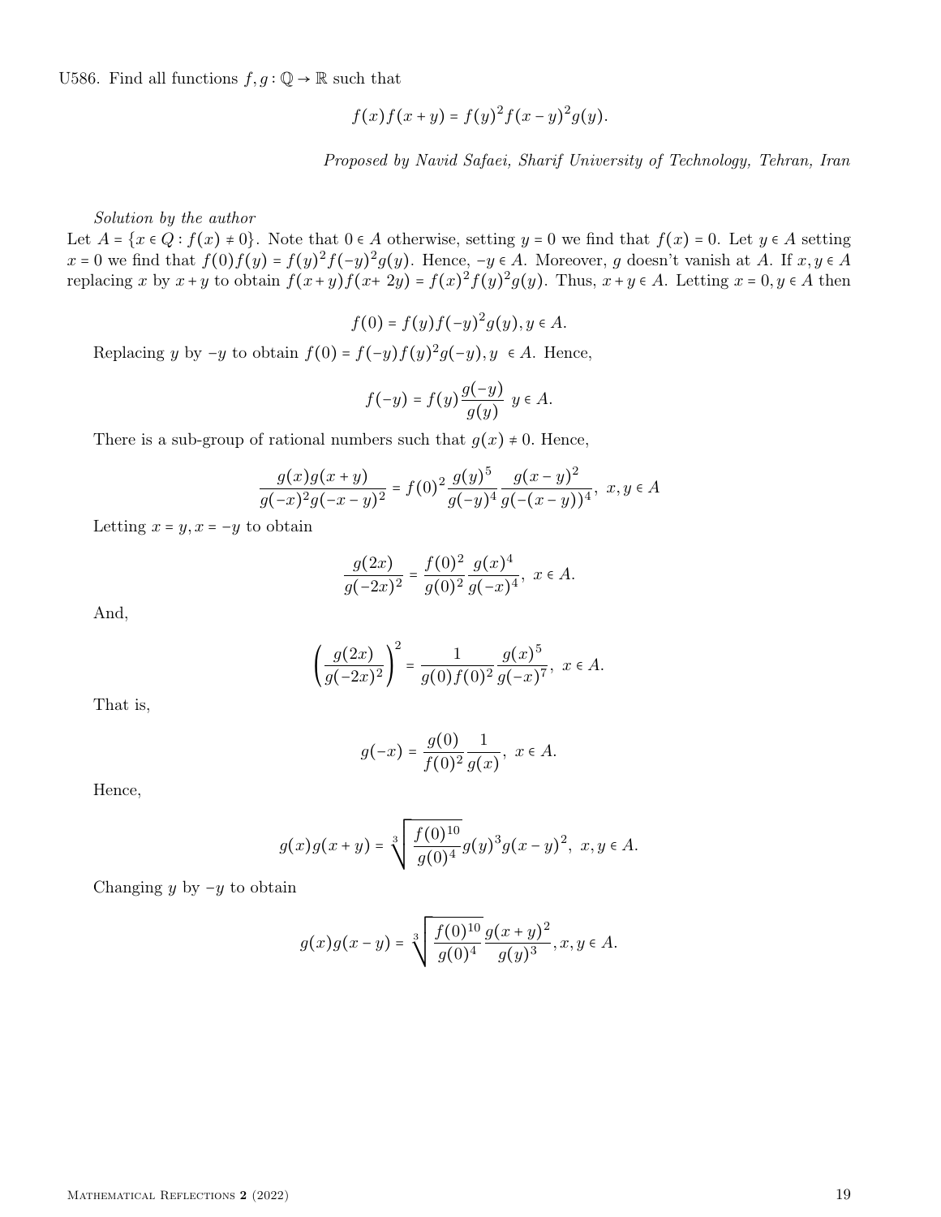U586. Find all functions $f, g : \mathbb{Q} \to \mathbb{R}$ such that

$$f(x)f(x+y) = f(y)^2 f(x-y)^2 g(y).$$

*Proposed by Navid Safaei, Sharif University of Technology, Tehran, Iran*

*Solution by the author*

Let $A = \{x \in Q : f(x) \neq 0\}$. Note that $0 \in A$ otherwise, setting $y = 0$ we find that $f(x) = 0$. Let $y \in A$ setting $x = 0$ we find that $f(0)f(y) = f(y)^2 f(-y)^2 g(y)$. Hence, $-y \in A$. Moreover, $g$ doesn't vanish at $A$. If $x, y \in A$ replacing $x$ by $x + y$ to obtain $f(x+y)f(x+2y) = f(x)^2 f(y)^2 g(y)$. Thus, $x + y \in A$. Letting $x = 0, y \in A$ then

$$f(0) = f(y)f(-y)^2 g(y), y \in A.$$

Replacing $y$ by $-y$ to obtain $f(0) = f(-y)f(y)^2 g(-y), y \in A$. Hence,

$$f(-y) = f(y)\frac{g(-y)}{g(y)} \; y \in A.$$

There is a sub-group of rational numbers such that $g(x) \neq 0$. Hence,

$$\frac{g(x)g(x+y)}{g(-x)^2 g(-x-y)^2} = f(0)^2 \frac{g(y)^5}{g(-y)^4} \frac{g(x-y)^2}{g(-(x-y))^4}, \; x, y \in A$$

Letting $x = y, x = -y$ to obtain

$$\frac{g(2x)}{g(-2x)^2} = \frac{f(0)^2}{g(0)^2} \frac{g(x)^4}{g(-x)^4}, \; x \in A.$$

And,

$$\left(\frac{g(2x)}{g(-2x)^2}\right)^2 = \frac{1}{g(0)f(0)^2} \frac{g(x)^5}{g(-x)^7}, \; x \in A.$$

That is,

$$g(-x) = \frac{g(0)}{f(0)^2} \frac{1}{g(x)}, \; x \in A.$$

Hence,

$$g(x)g(x+y) = \sqrt[3]{\frac{f(0)^{10}}{g(0)^4}} g(y)^3 g(x-y)^2, \; x, y \in A.$$

Changing $y$ by $-y$ to obtain

$$g(x)g(x-y) = \sqrt[3]{\frac{f(0)^{10}}{g(0)^4}} \frac{g(x+y)^2}{g(y)^3}, x, y \in A.$$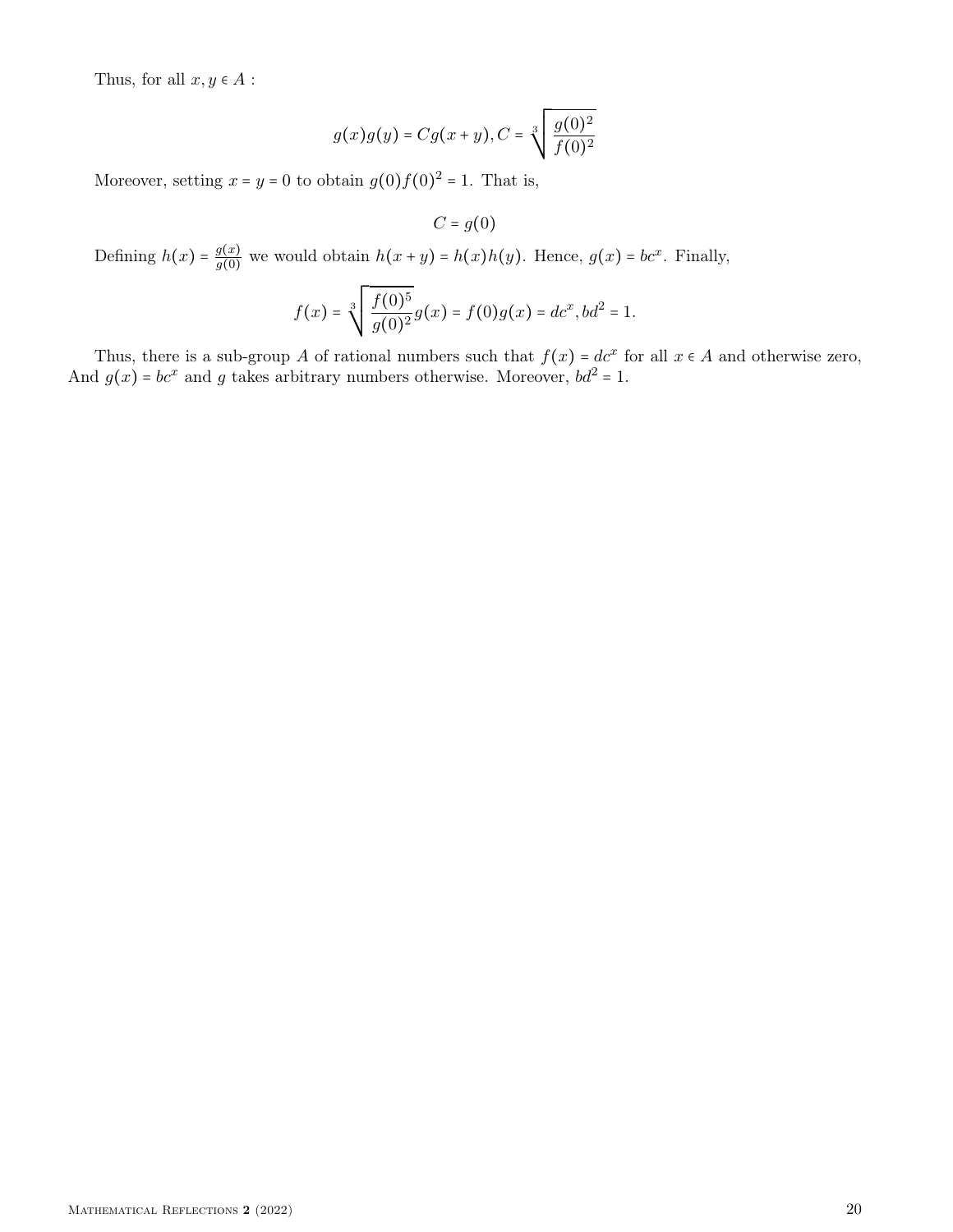Thus, for all $x, y \in A$ :

$$g(x)g(y) = Cg(x+y), C = \sqrt[3]{\frac{g(0)^2}{f(0)^2}}$$

Moreover, setting $x = y = 0$ to obtain $g(0)f(0)^2 = 1$. That is,

$$C = g(0)$$

Defining $h(x) = \frac{g(x)}{g(0)}$ we would obtain $h(x+y) = h(x)h(y)$. Hence, $g(x) = bc^x$. Finally,

$$f(x) = \sqrt[3]{\frac{f(0)^5}{g(0)^2}}g(x) = f(0)g(x) = dc^x, bd^2 = 1.$$

Thus, there is a sub-group $A$ of rational numbers such that $f(x) = dc^x$ for all $x \in A$ and otherwise zero, And $g(x) = bc^x$ and $g$ takes arbitrary numbers otherwise. Moreover, $bd^2 = 1$.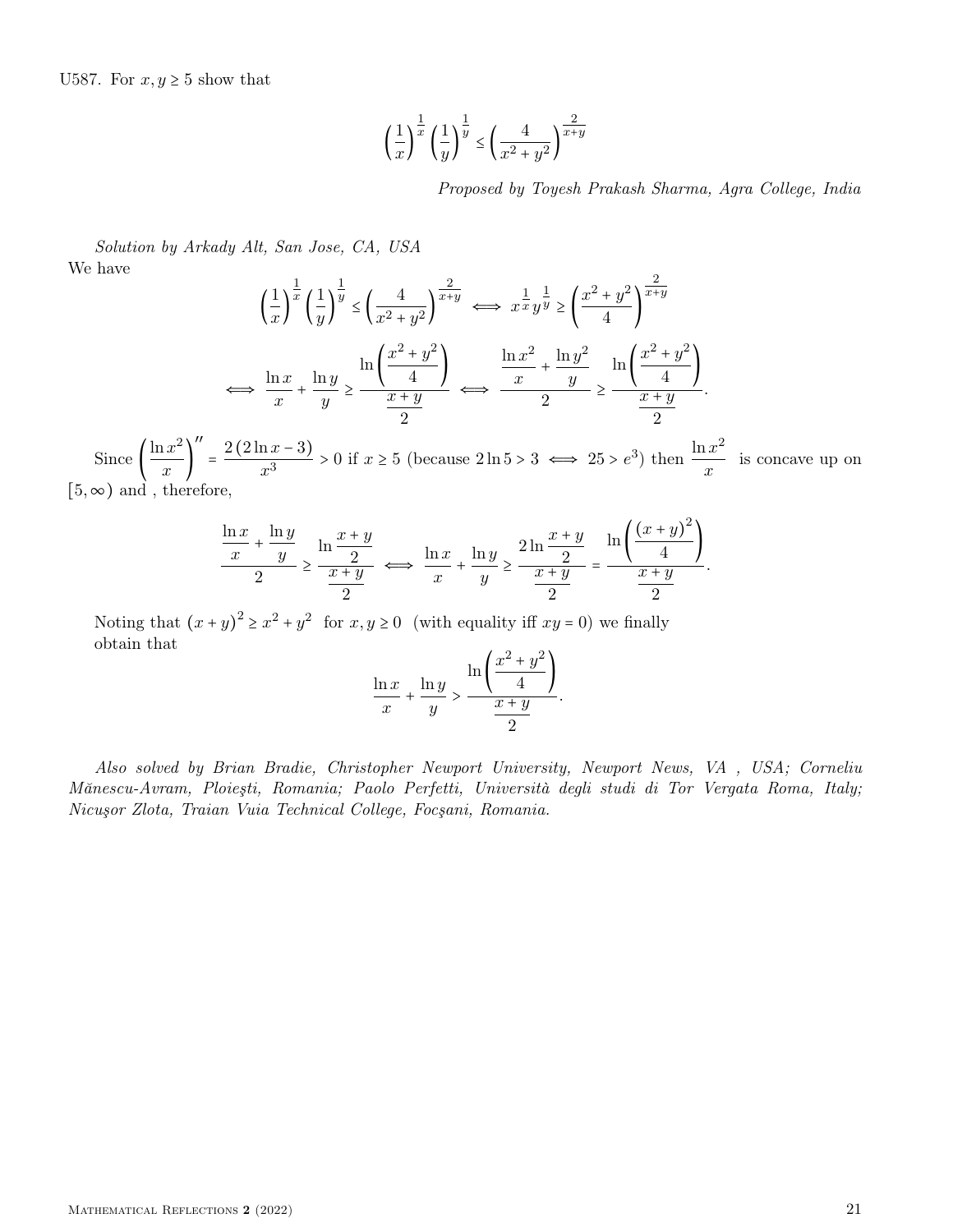U587. For $x, y \geq 5$ show that

$$\left(\frac{1}{x}\right)^{\frac{1}{x}} \left(\frac{1}{y}\right)^{\frac{1}{y}} \leq \left(\frac{4}{x^2+y^2}\right)^{\frac{2}{x+y}}$$

*Proposed by Toyesh Prakash Sharma, Agra College, India*

*Solution by Arkady Alt, San Jose, CA, USA*

We have

$$\left(\frac{1}{x}\right)^{\frac{1}{x}} \left(\frac{1}{y}\right)^{\frac{1}{y}} \leq \left(\frac{4}{x^2+y^2}\right)^{\frac{2}{x+y}} \iff x^{\frac{1}{x}} y^{\frac{1}{y}} \geq \left(\frac{x^2+y^2}{4}\right)^{\frac{2}{x+y}}$$

$$\iff \frac{\ln x}{x} + \frac{\ln y}{y} \geq \frac{\ln\left(\dfrac{x^2+y^2}{4}\right)}{\dfrac{x+y}{2}} \iff \frac{\dfrac{\ln x^2}{x} + \dfrac{\ln y^2}{y}}{2} \geq \frac{\ln\left(\dfrac{x^2+y^2}{4}\right)}{\dfrac{x+y}{2}}.$$

Since $\left(\dfrac{\ln x^2}{x}\right)'' = \dfrac{2(2\ln x - 3)}{x^3} > 0$ if $x \geq 5$ (because $2\ln 5 > 3 \iff 25 > e^3$) then $\dfrac{\ln x^2}{x}$ is concave up on $[5, \infty)$ and , therefore,

$$\frac{\dfrac{\ln x}{x} + \dfrac{\ln y}{y}}{2} \geq \frac{\ln \dfrac{x+y}{2}}{\dfrac{x+y}{2}} \iff \frac{\ln x}{x} + \frac{\ln y}{y} \geq \frac{2\ln \dfrac{x+y}{2}}{\dfrac{x+y}{2}} = \frac{\ln\left(\dfrac{(x+y)^2}{4}\right)}{\dfrac{x+y}{2}}.$$

Noting that $(x+y)^2 \geq x^2 + y^2$ for $x, y \geq 0$ (with equality iff $xy = 0$) we finally obtain that

$$\frac{\ln x}{x} + \frac{\ln y}{y} > \frac{\ln\left(\dfrac{x^2+y^2}{4}\right)}{\dfrac{x+y}{2}}.$$

*Also solved by Brian Bradie, Christopher Newport University, Newport News, VA , USA; Corneliu Mănescu-Avram, Ploieşti, Romania; Paolo Perfetti, Università degli studi di Tor Vergata Roma, Italy; Nicuşor Zlota, Traian Vuia Technical College, Focşani, Romania.*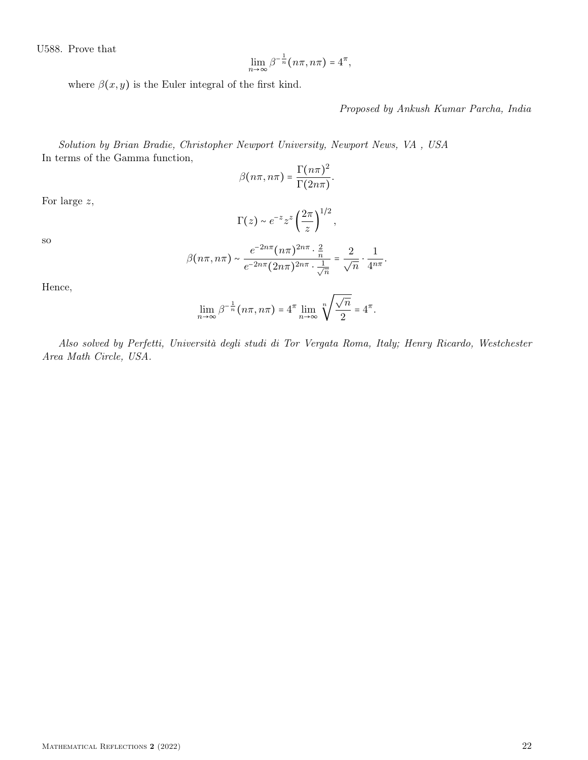U588. Prove that

$$\lim_{n\to\infty} \beta^{-\frac{1}{n}}(n\pi, n\pi) = 4^{\pi},$$

where $\beta(x,y)$ is the Euler integral of the first kind.

*Proposed by Ankush Kumar Parcha, India*

*Solution by Brian Bradie, Christopher Newport University, Newport News, VA , USA*

In terms of the Gamma function,

$$\beta(n\pi, n\pi) = \frac{\Gamma(n\pi)^2}{\Gamma(2n\pi)}.$$

For large $z$,

$$\Gamma(z) \sim e^{-z} z^z \left(\frac{2\pi}{z}\right)^{1/2},$$

so

$$\beta(n\pi, n\pi) \sim \frac{e^{-2n\pi}(n\pi)^{2n\pi} \cdot \frac{2}{n}}{e^{-2n\pi}(2n\pi)^{2n\pi} \cdot \frac{1}{\sqrt{n}}} = \frac{2}{\sqrt{n}} \cdot \frac{1}{4^{n\pi}}.$$

Hence,

$$\lim_{n\to\infty} \beta^{-\frac{1}{n}}(n\pi, n\pi) = 4^{\pi} \lim_{n\to\infty} \sqrt[n]{\frac{\sqrt{n}}{2}} = 4^{\pi}.$$

*Also solved by Perfetti, Università degli studi di Tor Vergata Roma, Italy; Henry Ricardo, Westchester Area Math Circle, USA.*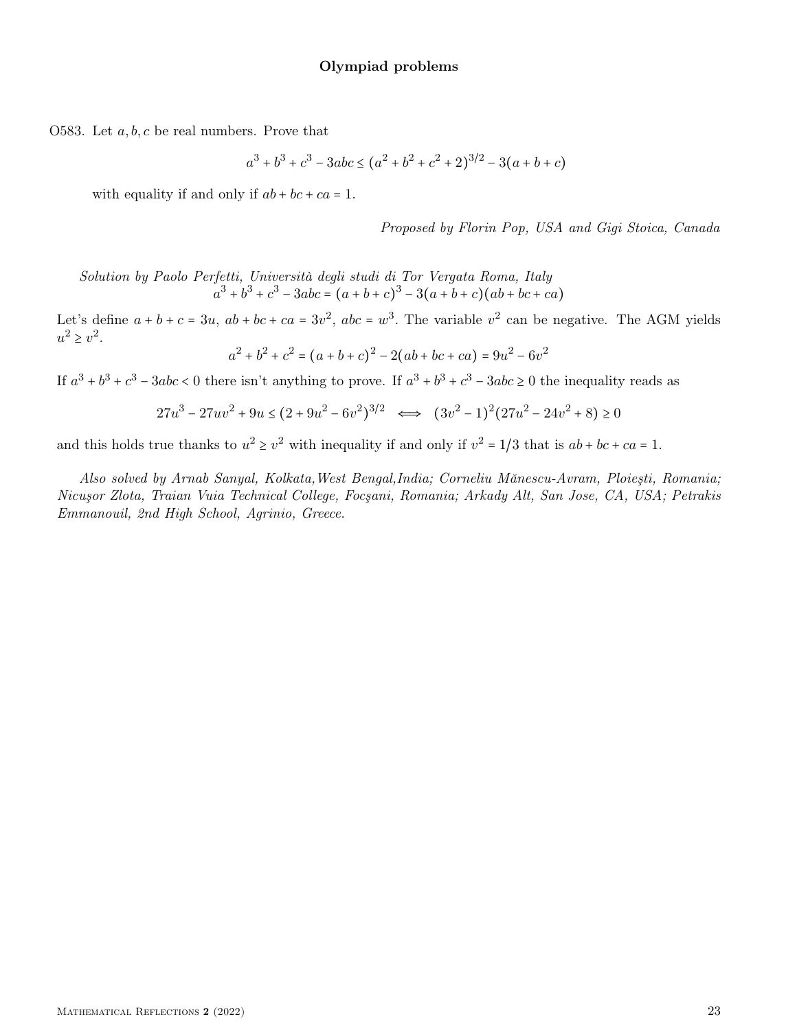**Olympiad problems**

O583. Let $a, b, c$ be real numbers. Prove that

$$a^3 + b^3 + c^3 - 3abc \le (a^2 + b^2 + c^2 + 2)^{3/2} - 3(a + b + c)$$

with equality if and only if $ab + bc + ca = 1$.

*Proposed by Florin Pop, USA and Gigi Stoica, Canada*

*Solution by Paolo Perfetti, Università degli studi di Tor Vergata Roma, Italy*

$$a^3 + b^3 + c^3 - 3abc = (a + b + c)^3 - 3(a + b + c)(ab + bc + ca)$$

Let's define $a + b + c = 3u$, $ab + bc + ca = 3v^2$, $abc = w^3$. The variable $v^2$ can be negative. The AGM yields $u^2 \ge v^2$.

$$a^2 + b^2 + c^2 = (a + b + c)^2 - 2(ab + bc + ca) = 9u^2 - 6v^2$$

If $a^3 + b^3 + c^3 - 3abc < 0$ there isn't anything to prove. If $a^3 + b^3 + c^3 - 3abc \ge 0$ the inequality reads as

$$27u^3 - 27uv^2 + 9u \le (2 + 9u^2 - 6v^2)^{3/2} \iff (3v^2 - 1)^2(27u^2 - 24v^2 + 8) \ge 0$$

and this holds true thanks to $u^2 \ge v^2$ with inequality if and only if $v^2 = 1/3$ that is $ab + bc + ca = 1$.

*Also solved by Arnab Sanyal, Kolkata,West Bengal,India; Corneliu Mănescu-Avram, Ploieşti, Romania; Nicuşor Zlota, Traian Vuia Technical College, Focşani, Romania; Arkady Alt, San Jose, CA, USA; Petrakis Emmanouil, 2nd High School, Agrinio, Greece.*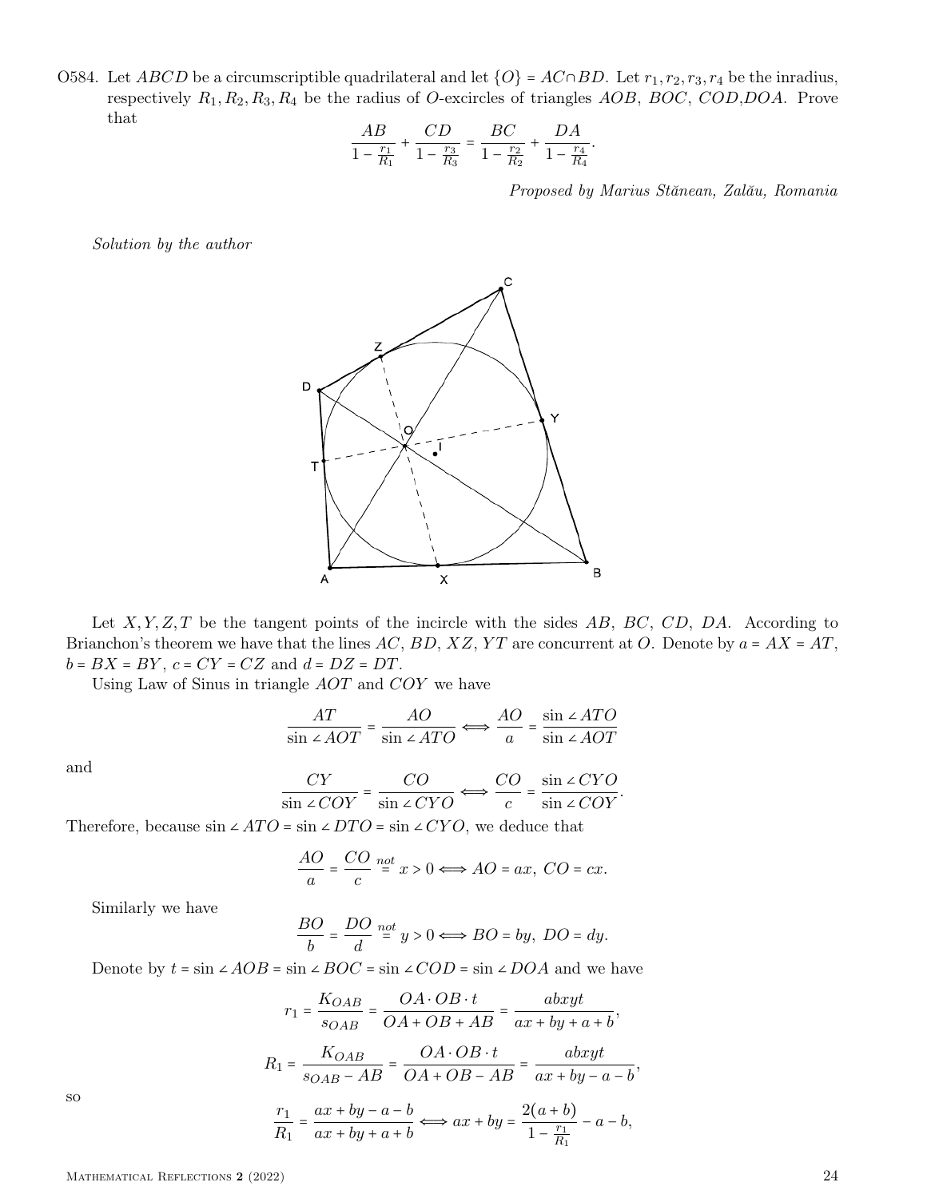O584. Let $ABCD$ be a circumscriptible quadrilateral and let $\{O\} = AC \cap BD$. Let $r_1, r_2, r_3, r_4$ be the inradius, respectively $R_1, R_2, R_3, R_4$ be the radius of $O$-excircles of triangles $AOB$, $BOC$, $COD$,$DOA$. Prove that

$$\frac{AB}{1 - \frac{r_1}{R_1}} + \frac{CD}{1 - \frac{r_3}{R_3}} = \frac{BC}{1 - \frac{r_2}{R_2}} + \frac{DA}{1 - \frac{r_4}{R_4}}.$$

*Proposed by Marius Stănean, Zalău, Romania*

*Solution by the author*

Let $X, Y, Z, T$ be the tangent points of the incircle with the sides $AB$, $BC$, $CD$, $DA$. According to Brianchon's theorem we have that the lines $AC$, $BD$, $XZ$, $YT$ are concurrent at $O$. Denote by $a = AX = AT$, $b = BX = BY$, $c = CY = CZ$ and $d = DZ = DT$.

Using Law of Sinus in triangle $AOT$ and $COY$ we have

$$\frac{AT}{\sin\angle AOT} = \frac{AO}{\sin\angle ATO} \iff \frac{AO}{a} = \frac{\sin\angle ATO}{\sin\angle AOT}$$

and

$$\frac{CY}{\sin\angle COY} = \frac{CO}{\sin\angle CYO} \iff \frac{CO}{c} = \frac{\sin\angle CYO}{\sin\angle COY}.$$

Therefore, because $\sin\angle ATO = \sin\angle DTO = \sin\angle CYO$, we deduce that

$$\frac{AO}{a} = \frac{CO}{c} \overset{not}{=} x > 0 \iff AO = ax,\ CO = cx.$$

Similarly we have

$$\frac{BO}{b} = \frac{DO}{d} \overset{not}{=} y > 0 \iff BO = by,\ DO = dy.$$

Denote by $t = \sin\angle AOB = \sin\angle BOC = \sin\angle COD = \sin\angle DOA$ and we have

$$r_1 = \frac{K_{OAB}}{s_{OAB}} = \frac{OA \cdot OB \cdot t}{OA + OB + AB} = \frac{abxyt}{ax + by + a + b},$$

$$R_1 = \frac{K_{OAB}}{s_{OAB} - AB} = \frac{OA \cdot OB \cdot t}{OA + OB - AB} = \frac{abxyt}{ax + by - a - b},$$

so

$$\frac{r_1}{R_1} = \frac{ax + by - a - b}{ax + by + a + b} \iff ax + by = \frac{2(a+b)}{1 - \frac{r_1}{R_1}} - a - b,$$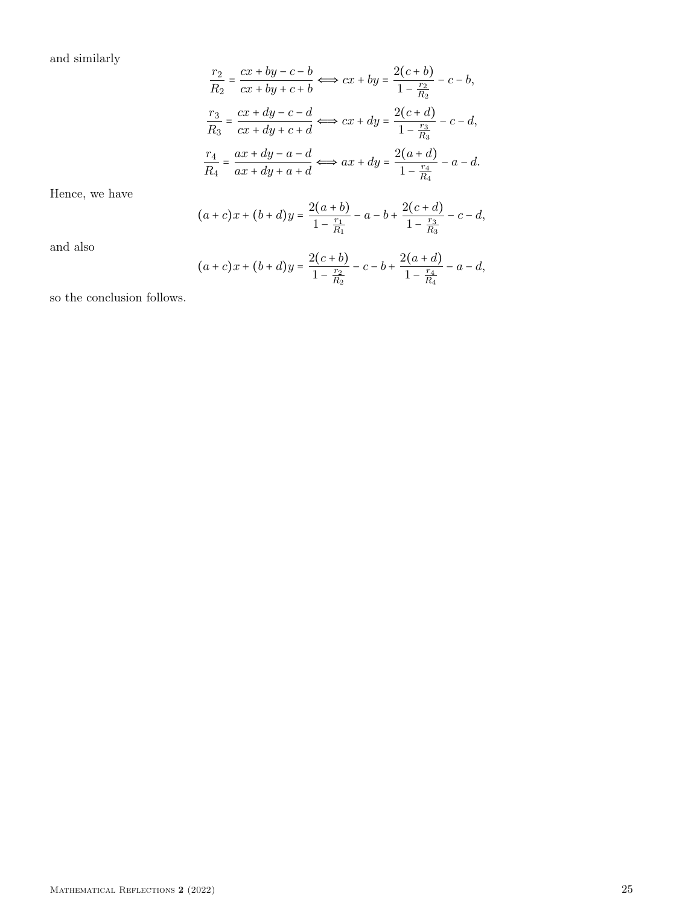and similarly

$$\frac{r_2}{R_2} = \frac{cx + by - c - b}{cx + by + c + b} \iff cx + by = \frac{2(c+b)}{1 - \frac{r_2}{R_2}} - c - b,$$

$$\frac{r_3}{R_3} = \frac{cx + dy - c - d}{cx + dy + c + d} \iff cx + dy = \frac{2(c+d)}{1 - \frac{r_3}{R_3}} - c - d,$$

$$\frac{r_4}{R_4} = \frac{ax + dy - a - d}{ax + dy + a + d} \iff ax + dy = \frac{2(a+d)}{1 - \frac{r_4}{R_4}} - a - d.$$

Hence, we have

$$(a+c)x + (b+d)y = \frac{2(a+b)}{1 - \frac{r_1}{R_1}} - a - b + \frac{2(c+d)}{1 - \frac{r_3}{R_3}} - c - d,$$

and also

$$(a+c)x + (b+d)y = \frac{2(c+b)}{1 - \frac{r_2}{R_2}} - c - b + \frac{2(a+d)}{1 - \frac{r_4}{R_4}} - a - d,$$

so the conclusion follows.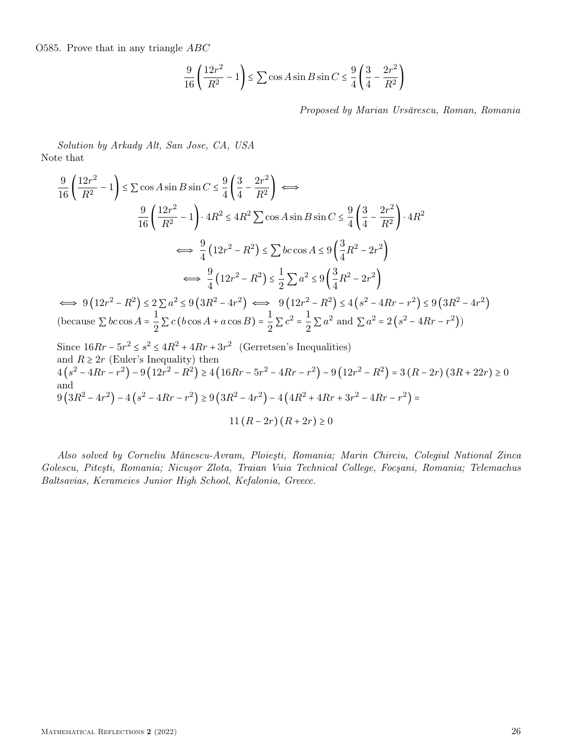O585. Prove that in any triangle $ABC$

$$\frac{9}{16}\left(\frac{12r^2}{R^2}-1\right) \le \sum \cos A \sin B \sin C \le \frac{9}{4}\left(\frac{3}{4}-\frac{2r^2}{R^2}\right)$$

*Proposed by Marian Ursărescu, Roman, Romania*

*Solution by Arkady Alt, San Jose, CA, USA*

Note that

$$\frac{9}{16}\left(\frac{12r^2}{R^2}-1\right) \le \sum \cos A \sin B \sin C \le \frac{9}{4}\left(\frac{3}{4}-\frac{2r^2}{R^2}\right) \iff$$

$$\frac{9}{16}\left(\frac{12r^2}{R^2}-1\right)\cdot 4R^2 \le 4R^2 \sum \cos A \sin B \sin C \le \frac{9}{4}\left(\frac{3}{4}-\frac{2r^2}{R^2}\right)\cdot 4R^2$$

$$\iff \frac{9}{4}\left(12r^2-R^2\right) \le \sum bc\cos A \le 9\left(\frac{3}{4}R^2-2r^2\right)$$

$$\iff \frac{9}{4}\left(12r^2-R^2\right) \le \frac{1}{2}\sum a^2 \le 9\left(\frac{3}{4}R^2-2r^2\right)$$

$$\iff 9\left(12r^2-R^2\right) \le 2\sum a^2 \le 9\left(3R^2-4r^2\right) \iff 9\left(12r^2-R^2\right) \le 4\left(s^2-4Rr-r^2\right) \le 9\left(3R^2-4r^2\right)$$

(because $\sum bc\cos A = \frac{1}{2}\sum c\left(b\cos A + a\cos B\right) = \frac{1}{2}\sum c^2 = \frac{1}{2}\sum a^2$ and $\sum a^2 = 2\left(s^2-4Rr-r^2\right)$)

Since $16Rr-5r^2 \le s^2 \le 4R^2+4Rr+3r^2$ (Gerretsen's Inequalities)
and $R \ge 2r$ (Euler's Inequality) then

$$4\left(s^2-4Rr-r^2\right)-9\left(12r^2-R^2\right) \ge 4\left(16Rr-5r^2-4Rr-r^2\right)-9\left(12r^2-R^2\right) = 3\left(R-2r\right)\left(3R+22r\right) \ge 0$$

and

$$9\left(3R^2-4r^2\right)-4\left(s^2-4Rr-r^2\right) \ge 9\left(3R^2-4r^2\right)-4\left(4R^2+4Rr+3r^2-4Rr-r^2\right) =$$

$$11\left(R-2r\right)\left(R+2r\right) \ge 0$$

*Also solved by Corneliu Mănescu-Avram, Ploieşti, Romania; Marin Chirciu, Colegiul National Zinca Golescu, Piteşti, Romania; Nicuşor Zlota, Traian Vuia Technical College, Focşani, Romania; Telemachus Baltsavias, Kerameies Junior High School, Kefalonia, Greece.*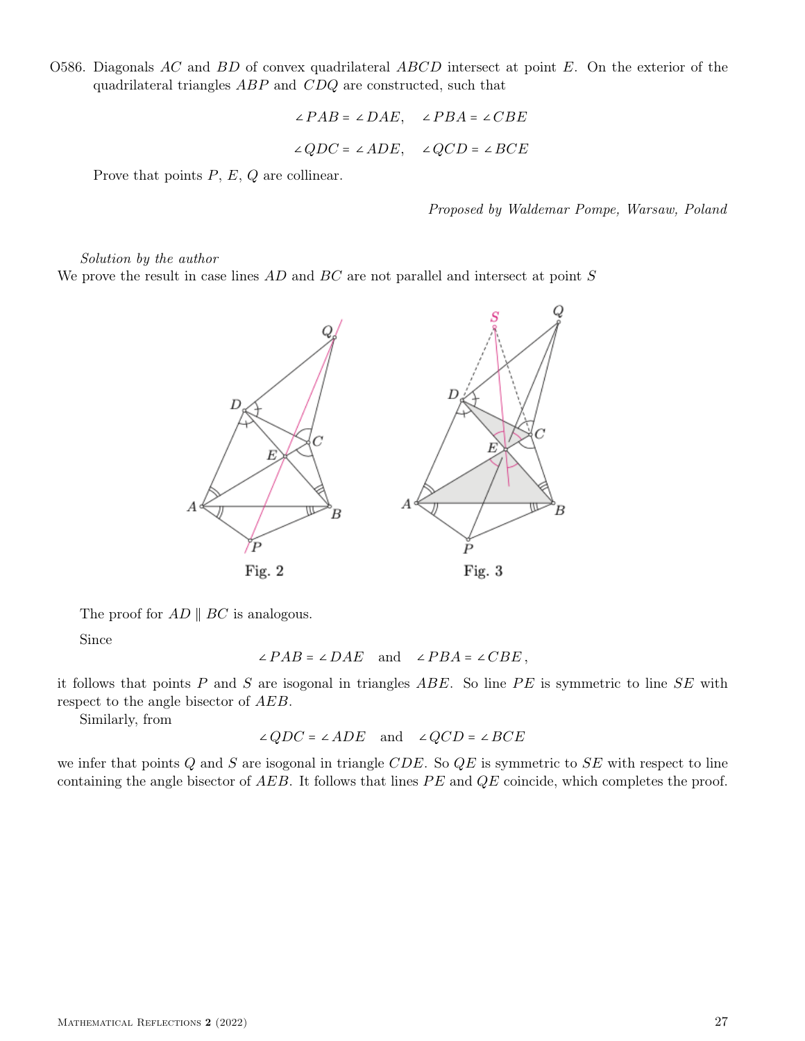O586. Diagonals $AC$ and $BD$ of convex quadrilateral $ABCD$ intersect at point $E$. On the exterior of the quadrilateral triangles $ABP$ and $CDQ$ are constructed, such that

$$\angle PAB = \angle DAE, \quad \angle PBA = \angle CBE$$

$$\angle QDC = \angle ADE, \quad \angle QCD = \angle BCE$$

Prove that points $P$, $E$, $Q$ are collinear.

*Proposed by Waldemar Pompe, Warsaw, Poland*

*Solution by the author*

We prove the result in case lines $AD$ and $BC$ are not parallel and intersect at point $S$

Fig. 2

Fig. 3

The proof for $AD \parallel BC$ is analogous.

Since

$$\angle PAB = \angle DAE \quad \text{and} \quad \angle PBA = \angle CBE\,,$$

it follows that points $P$ and $S$ are isogonal in triangles $ABE$. So line $PE$ is symmetric to line $SE$ with respect to the angle bisector of $AEB$.

Similarly, from

$$\angle QDC = \angle ADE \quad \text{and} \quad \angle QCD = \angle BCE$$

we infer that points $Q$ and $S$ are isogonal in triangle $CDE$. So $QE$ is symmetric to $SE$ with respect to line containing the angle bisector of $AEB$. It follows that lines $PE$ and $QE$ coincide, which completes the proof.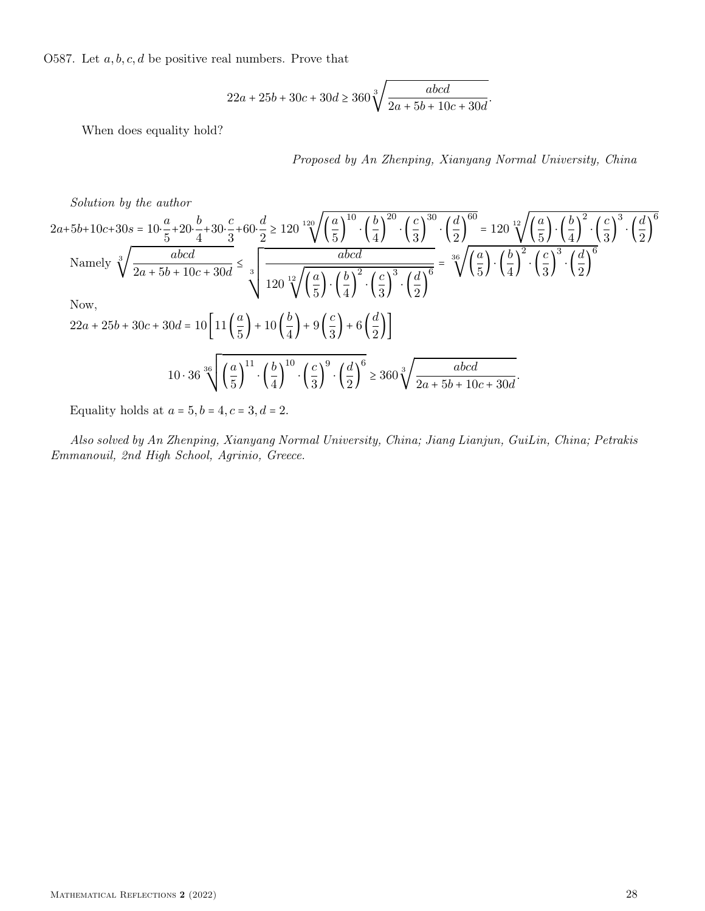O587. Let $a, b, c, d$ be positive real numbers. Prove that

$$22a + 25b + 30c + 30d \geq 360\sqrt[3]{\frac{abcd}{2a + 5b + 10c + 30d}}.$$

When does equality hold?

*Proposed by An Zhenping, Xianyang Normal University, China*

*Solution by the author*

$$2a+5b+10c+30s = 10\cdot\frac{a}{5}+20\cdot\frac{b}{4}+30\cdot\frac{c}{3}+60\cdot\frac{d}{2} \geq 120\sqrt[120]{\left(\frac{a}{5}\right)^{10}\cdot\left(\frac{b}{4}\right)^{20}\cdot\left(\frac{c}{3}\right)^{30}\cdot\left(\frac{d}{2}\right)^{60}} = 120\sqrt[12]{\left(\frac{a}{5}\right)\cdot\left(\frac{b}{4}\right)^{2}\cdot\left(\frac{c}{3}\right)^{3}\cdot\left(\frac{d}{2}\right)^{6}}$$

Namely $\sqrt[3]{\dfrac{abcd}{2a + 5b + 10c + 30d}} \leq \sqrt[3]{\dfrac{abcd}{120\sqrt[12]{\left(\frac{a}{5}\right)\cdot\left(\frac{b}{4}\right)^{2}\cdot\left(\frac{c}{3}\right)^{3}\cdot\left(\frac{d}{2}\right)^{6}}}} = \sqrt[36]{\left(\frac{a}{5}\right)\cdot\left(\frac{b}{4}\right)^{2}\cdot\left(\frac{c}{3}\right)^{3}\cdot\left(\frac{d}{2}\right)^{6}}$

Now,

$$22a + 25b + 30c + 30d = 10\left[11\left(\frac{a}{5}\right) + 10\left(\frac{b}{4}\right) + 9\left(\frac{c}{3}\right) + 6\left(\frac{d}{2}\right)\right]$$

$$10\cdot 36\sqrt[36]{\left(\frac{a}{5}\right)^{11}\cdot\left(\frac{b}{4}\right)^{10}\cdot\left(\frac{c}{3}\right)^{9}\cdot\left(\frac{d}{2}\right)^{6}} \geq 360\sqrt[3]{\frac{abcd}{2a + 5b + 10c + 30d}}.$$

Equality holds at $a = 5, b = 4, c = 3, d = 2$.

*Also solved by An Zhenping, Xianyang Normal University, China; Jiang Lianjun, GuiLin, China; Petrakis Emmanouil, 2nd High School, Agrinio, Greece.*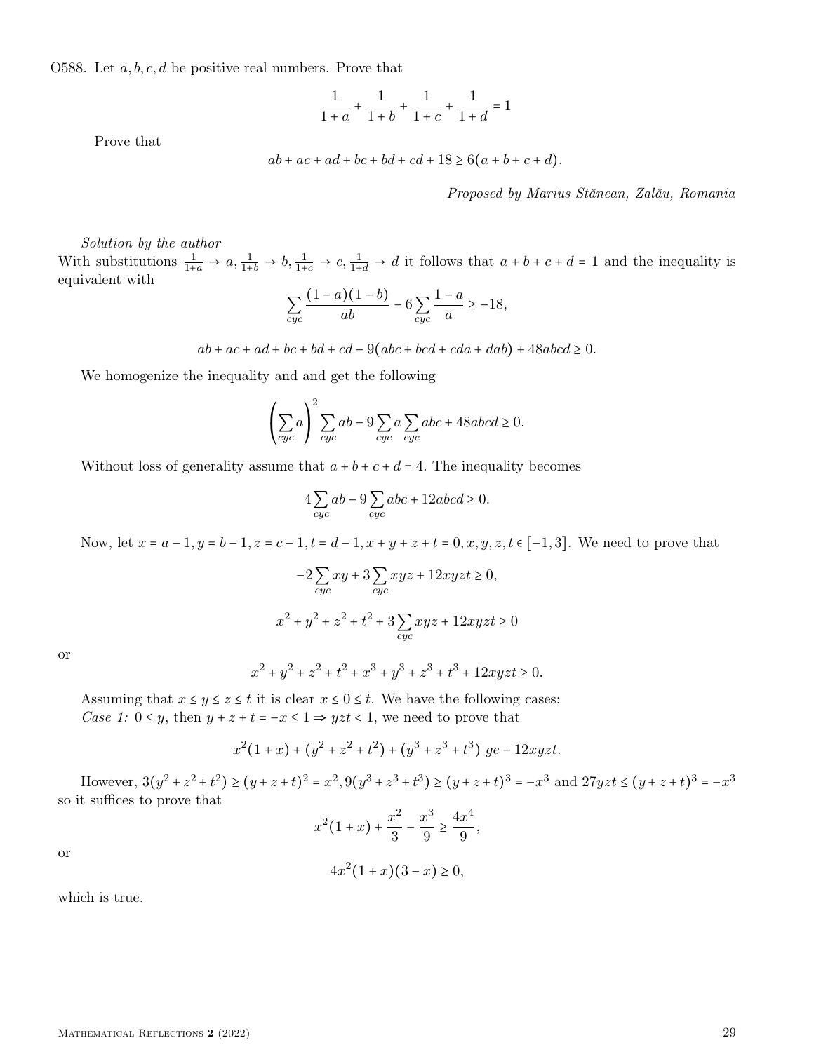O588. Let $a, b, c, d$ be positive real numbers. Prove that

$$\frac{1}{1+a} + \frac{1}{1+b} + \frac{1}{1+c} + \frac{1}{1+d} = 1$$

Prove that

$$ab + ac + ad + bc + bd + cd + 18 \geq 6(a + b + c + d).$$

*Proposed by Marius Stănean, Zalău, Romania*

*Solution by the author*

With substitutions $\frac{1}{1+a} \to a, \frac{1}{1+b} \to b, \frac{1}{1+c} \to c, \frac{1}{1+d} \to d$ it follows that $a + b + c + d = 1$ and the inequality is equivalent with

$$\sum_{cyc} \frac{(1-a)(1-b)}{ab} - 6\sum_{cyc} \frac{1-a}{a} \geq -18,$$

$$ab + ac + ad + bc + bd + cd - 9(abc + bcd + cda + dab) + 48abcd \geq 0.$$

We homogenize the inequality and and get the following

$$\left(\sum_{cyc} a\right)^2 \sum_{cyc} ab - 9\sum_{cyc} a \sum_{cyc} abc + 48abcd \geq 0.$$

Without loss of generality assume that $a + b + c + d = 4$. The inequality becomes

$$4\sum_{cyc} ab - 9\sum_{cyc} abc + 12abcd \geq 0.$$

Now, let $x = a - 1, y = b - 1, z = c - 1, t = d - 1, x + y + z + t = 0, x, y, z, t \in [-1, 3]$. We need to prove that

$$-2\sum_{cyc} xy + 3\sum_{cyc} xyz + 12xyzt \geq 0,$$

$$x^2 + y^2 + z^2 + t^2 + 3\sum_{cyc} xyz + 12xyzt \geq 0$$

or

$$x^2 + y^2 + z^2 + t^2 + x^3 + y^3 + z^3 + t^3 + 12xyzt \geq 0.$$

Assuming that $x \leq y \leq z \leq t$ it is clear $x \leq 0 \leq t$. We have the following cases:
*Case 1:* $0 \leq y$, then $y + z + t = -x \leq 1 \Rightarrow yzt < 1$, we need to prove that

$$x^2(1 + x) + (y^2 + z^2 + t^2) + (y^3 + z^3 + t^3) \ ge - 12xyzt.$$

However, $3(y^2 + z^2 + t^2) \geq (y + z + t)^2 = x^2, 9(y^3 + z^3 + t^3) \geq (y + z + t)^3 = -x^3$ and $27yzt \leq (y + z + t)^3 = -x^3$ so it suffices to prove that

$$x^2(1 + x) + \frac{x^2}{3} - \frac{x^3}{9} \geq \frac{4x^4}{9},$$

or

$$4x^2(1 + x)(3 - x) \geq 0,$$

which is true.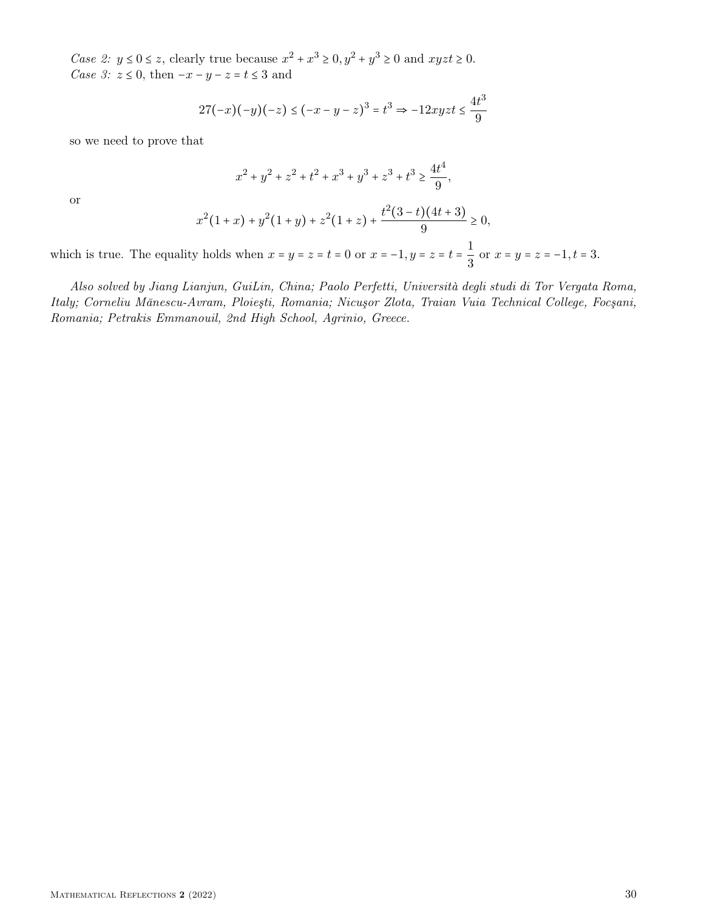*Case 2:* $y \le 0 \le z$, clearly true because $x^2 + x^3 \ge 0, y^2 + y^3 \ge 0$ and $xyzt \ge 0$.
*Case 3:* $z \le 0$, then $-x - y - z = t \le 3$ and

$$27(-x)(-y)(-z) \le (-x - y - z)^3 = t^3 \Rightarrow -12xyzt \le \frac{4t^3}{9}$$

so we need to prove that

$$x^2 + y^2 + z^2 + t^2 + x^3 + y^3 + z^3 + t^3 \ge \frac{4t^4}{9},$$

or

$$x^2(1 + x) + y^2(1 + y) + z^2(1 + z) + \frac{t^2(3 - t)(4t + 3)}{9} \ge 0,$$

which is true. The equality holds when $x = y = z = t = 0$ or $x = -1, y = z = t = \frac{1}{3}$ or $x = y = z = -1, t = 3$.

*Also solved by Jiang Lianjun, GuiLin, China; Paolo Perfetti, Università degli studi di Tor Vergata Roma, Italy; Corneliu Mănescu-Avram, Ploieşti, Romania; Nicuşor Zlota, Traian Vuia Technical College, Focşani, Romania; Petrakis Emmanouil, 2nd High School, Agrinio, Greece.*